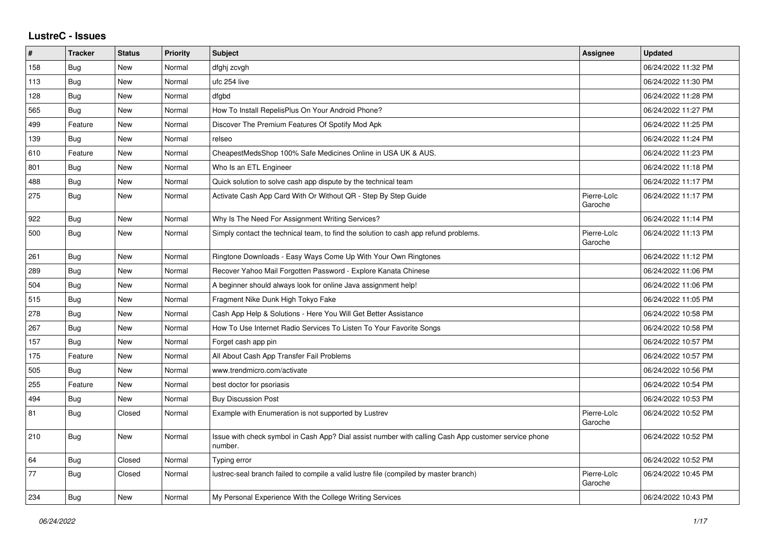# LustreC - Issues

| # | Tracker | Status | Priority | Subject | Assignee | Updated |
|---|---|---|---|---|---|---|
| 158 | Bug | New | Normal | dfghj zcvgh | | 06/24/2022 11:32 PM |
| 113 | Bug | New | Normal | ufc 254 live | | 06/24/2022 11:30 PM |
| 128 | Bug | New | Normal | dfgbd | | 06/24/2022 11:28 PM |
| 565 | Bug | New | Normal | How To Install RepelisPlus On Your Android Phone? | | 06/24/2022 11:27 PM |
| 499 | Feature | New | Normal | Discover The Premium Features Of Spotify Mod Apk | | 06/24/2022 11:25 PM |
| 139 | Bug | New | Normal | relseo | | 06/24/2022 11:24 PM |
| 610 | Feature | New | Normal | CheapestMedsShop 100% Safe Medicines Online in USA UK & AUS. | | 06/24/2022 11:23 PM |
| 801 | Bug | New | Normal | Who Is an ETL Engineer | | 06/24/2022 11:18 PM |
| 488 | Bug | New | Normal | Quick solution to solve cash app dispute by the technical team | | 06/24/2022 11:17 PM |
| 275 | Bug | New | Normal | Activate Cash App Card With Or Without QR - Step By Step Guide | Pierre-Loïc Garoche | 06/24/2022 11:17 PM |
| 922 | Bug | New | Normal | Why Is The Need For Assignment Writing Services? | | 06/24/2022 11:14 PM |
| 500 | Bug | New | Normal | Simply contact the technical team, to find the solution to cash app refund problems. | Pierre-Loïc Garoche | 06/24/2022 11:13 PM |
| 261 | Bug | New | Normal | Ringtone Downloads - Easy Ways Come Up With Your Own Ringtones | | 06/24/2022 11:12 PM |
| 289 | Bug | New | Normal | Recover Yahoo Mail Forgotten Password - Explore Kanata Chinese | | 06/24/2022 11:06 PM |
| 504 | Bug | New | Normal | A beginner should always look for online Java assignment help! | | 06/24/2022 11:06 PM |
| 515 | Bug | New | Normal | Fragment Nike Dunk High Tokyo Fake | | 06/24/2022 11:05 PM |
| 278 | Bug | New | Normal | Cash App Help & Solutions - Here You Will Get Better Assistance | | 06/24/2022 10:58 PM |
| 267 | Bug | New | Normal | How To Use Internet Radio Services To Listen To Your Favorite Songs | | 06/24/2022 10:58 PM |
| 157 | Bug | New | Normal | Forget cash app pin | | 06/24/2022 10:57 PM |
| 175 | Feature | New | Normal | All About Cash App Transfer Fail Problems | | 06/24/2022 10:57 PM |
| 505 | Bug | New | Normal | www.trendmicro.com/activate | | 06/24/2022 10:56 PM |
| 255 | Feature | New | Normal | best doctor for psoriasis | | 06/24/2022 10:54 PM |
| 494 | Bug | New | Normal | Buy Discussion Post | | 06/24/2022 10:53 PM |
| 81 | Bug | Closed | Normal | Example with Enumeration is not supported by Lustrev | Pierre-Loïc Garoche | 06/24/2022 10:52 PM |
| 210 | Bug | New | Normal | Issue with check symbol in Cash App? Dial assist number with calling Cash App customer service phone number. | | 06/24/2022 10:52 PM |
| 64 | Bug | Closed | Normal | Typing error | | 06/24/2022 10:52 PM |
| 77 | Bug | Closed | Normal | lustrec-seal branch failed to compile a valid lustre file (compiled by master branch) | Pierre-Loïc Garoche | 06/24/2022 10:45 PM |
| 234 | Bug | New | Normal | My Personal Experience With the College Writing Services | | 06/24/2022 10:43 PM |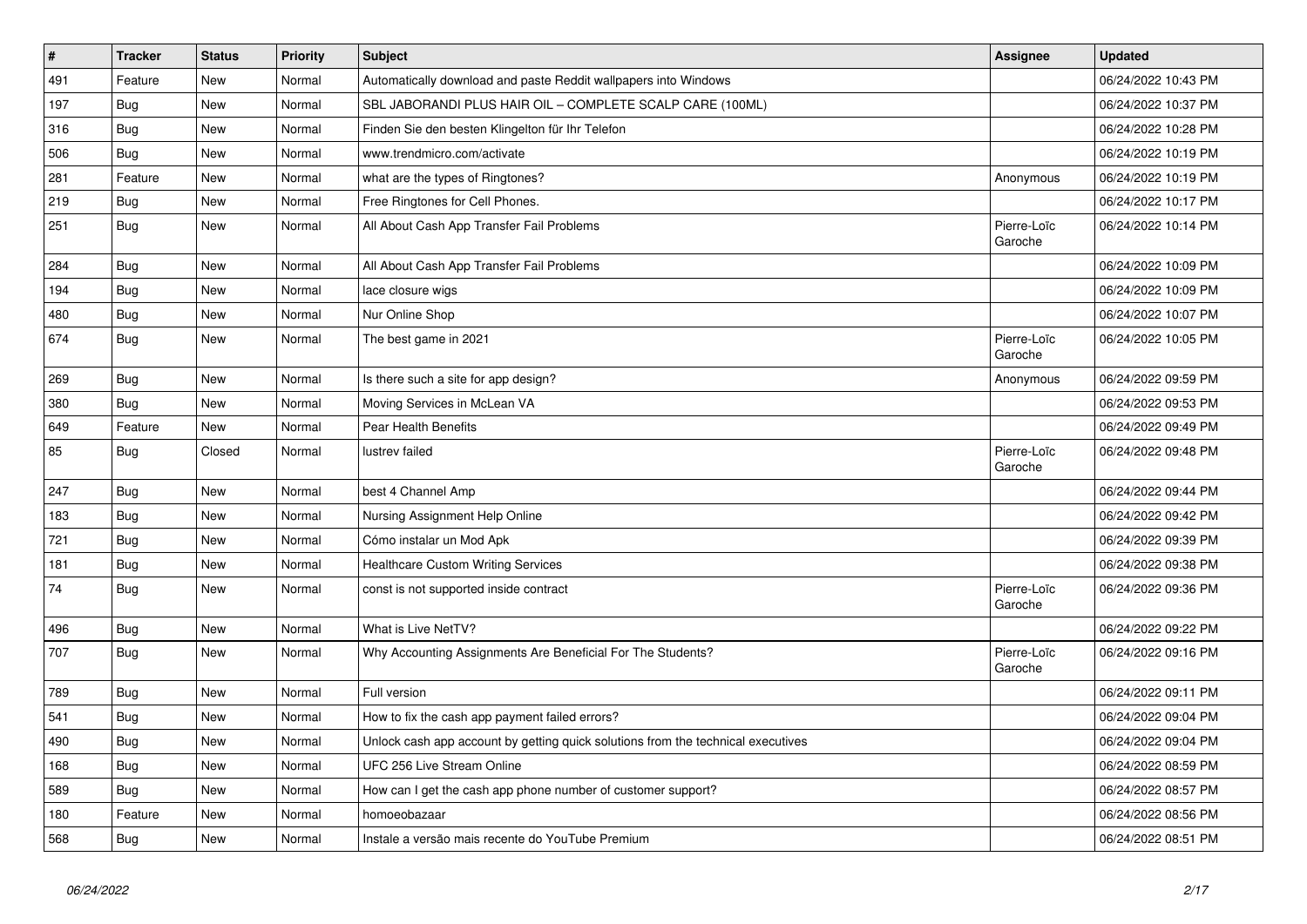| # | Tracker | Status | Priority | Subject | Assignee | Updated |
|---|---|---|---|---|---|---|
| 491 | Feature | New | Normal | Automatically download and paste Reddit wallpapers into Windows | | 06/24/2022 10:43 PM |
| 197 | Bug | New | Normal | SBL JABORANDI PLUS HAIR OIL – COMPLETE SCALP CARE (100ML) | | 06/24/2022 10:37 PM |
| 316 | Bug | New | Normal | Finden Sie den besten Klingelton für Ihr Telefon | | 06/24/2022 10:28 PM |
| 506 | Bug | New | Normal | www.trendmicro.com/activate | | 06/24/2022 10:19 PM |
| 281 | Feature | New | Normal | what are the types of Ringtones? | Anonymous | 06/24/2022 10:19 PM |
| 219 | Bug | New | Normal | Free Ringtones for Cell Phones. | | 06/24/2022 10:17 PM |
| 251 | Bug | New | Normal | All About Cash App Transfer Fail Problems | Pierre-Loïc Garoche | 06/24/2022 10:14 PM |
| 284 | Bug | New | Normal | All About Cash App Transfer Fail Problems | | 06/24/2022 10:09 PM |
| 194 | Bug | New | Normal | lace closure wigs | | 06/24/2022 10:09 PM |
| 480 | Bug | New | Normal | Nur Online Shop | | 06/24/2022 10:07 PM |
| 674 | Bug | New | Normal | The best game in 2021 | Pierre-Loïc Garoche | 06/24/2022 10:05 PM |
| 269 | Bug | New | Normal | Is there such a site for app design? | Anonymous | 06/24/2022 09:59 PM |
| 380 | Bug | New | Normal | Moving Services in McLean VA | | 06/24/2022 09:53 PM |
| 649 | Feature | New | Normal | Pear Health Benefits | | 06/24/2022 09:49 PM |
| 85 | Bug | Closed | Normal | lustrev failed | Pierre-Loïc Garoche | 06/24/2022 09:48 PM |
| 247 | Bug | New | Normal | best 4 Channel Amp | | 06/24/2022 09:44 PM |
| 183 | Bug | New | Normal | Nursing Assignment Help Online | | 06/24/2022 09:42 PM |
| 721 | Bug | New | Normal | Cómo instalar un Mod Apk | | 06/24/2022 09:39 PM |
| 181 | Bug | New | Normal | Healthcare Custom Writing Services | | 06/24/2022 09:38 PM |
| 74 | Bug | New | Normal | const is not supported inside contract | Pierre-Loïc Garoche | 06/24/2022 09:36 PM |
| 496 | Bug | New | Normal | What is Live NetTV? | | 06/24/2022 09:22 PM |
| 707 | Bug | New | Normal | Why Accounting Assignments Are Beneficial For The Students? | Pierre-Loïc Garoche | 06/24/2022 09:16 PM |
| 789 | Bug | New | Normal | Full version | | 06/24/2022 09:11 PM |
| 541 | Bug | New | Normal | How to fix the cash app payment failed errors? | | 06/24/2022 09:04 PM |
| 490 | Bug | New | Normal | Unlock cash app account by getting quick solutions from the technical executives | | 06/24/2022 09:04 PM |
| 168 | Bug | New | Normal | UFC 256 Live Stream Online | | 06/24/2022 08:59 PM |
| 589 | Bug | New | Normal | How can I get the cash app phone number of customer support? | | 06/24/2022 08:57 PM |
| 180 | Feature | New | Normal | homoeobazaar | | 06/24/2022 08:56 PM |
| 568 | Bug | New | Normal | Instale a versão mais recente do YouTube Premium | | 06/24/2022 08:51 PM |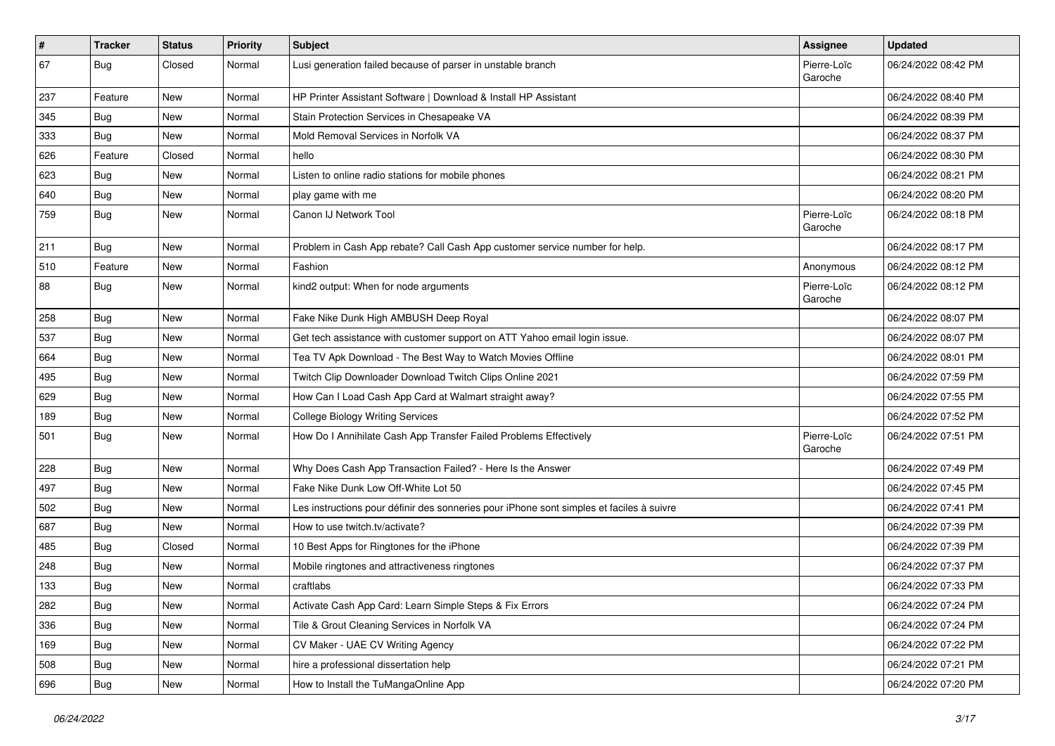| # | Tracker | Status | Priority | Subject | Assignee | Updated |
|---|---|---|---|---|---|---|
| 67 | Bug | Closed | Normal | Lusi generation failed because of parser in unstable branch | Pierre-Loïc Garoche | 06/24/2022 08:42 PM |
| 237 | Feature | New | Normal | HP Printer Assistant Software \| Download & Install HP Assistant | | 06/24/2022 08:40 PM |
| 345 | Bug | New | Normal | Stain Protection Services in Chesapeake VA | | 06/24/2022 08:39 PM |
| 333 | Bug | New | Normal | Mold Removal Services in Norfolk VA | | 06/24/2022 08:37 PM |
| 626 | Feature | Closed | Normal | hello | | 06/24/2022 08:30 PM |
| 623 | Bug | New | Normal | Listen to online radio stations for mobile phones | | 06/24/2022 08:21 PM |
| 640 | Bug | New | Normal | play game with me | | 06/24/2022 08:20 PM |
| 759 | Bug | New | Normal | Canon IJ Network Tool | Pierre-Loïc Garoche | 06/24/2022 08:18 PM |
| 211 | Bug | New | Normal | Problem in Cash App rebate? Call Cash App customer service number for help. | | 06/24/2022 08:17 PM |
| 510 | Feature | New | Normal | Fashion | Anonymous | 06/24/2022 08:12 PM |
| 88 | Bug | New | Normal | kind2 output: When for node arguments | Pierre-Loïc Garoche | 06/24/2022 08:12 PM |
| 258 | Bug | New | Normal | Fake Nike Dunk High AMBUSH Deep Royal | | 06/24/2022 08:07 PM |
| 537 | Bug | New | Normal | Get tech assistance with customer support on ATT Yahoo email login issue. | | 06/24/2022 08:07 PM |
| 664 | Bug | New | Normal | Tea TV Apk Download - The Best Way to Watch Movies Offline | | 06/24/2022 08:01 PM |
| 495 | Bug | New | Normal | Twitch Clip Downloader Download Twitch Clips Online 2021 | | 06/24/2022 07:59 PM |
| 629 | Bug | New | Normal | How Can I Load Cash App Card at Walmart straight away? | | 06/24/2022 07:55 PM |
| 189 | Bug | New | Normal | College Biology Writing Services | | 06/24/2022 07:52 PM |
| 501 | Bug | New | Normal | How Do I Annihilate Cash App Transfer Failed Problems Effectively | Pierre-Loïc Garoche | 06/24/2022 07:51 PM |
| 228 | Bug | New | Normal | Why Does Cash App Transaction Failed? - Here Is the Answer | | 06/24/2022 07:49 PM |
| 497 | Bug | New | Normal | Fake Nike Dunk Low Off-White Lot 50 | | 06/24/2022 07:45 PM |
| 502 | Bug | New | Normal | Les instructions pour définir des sonneries pour iPhone sont simples et faciles à suivre | | 06/24/2022 07:41 PM |
| 687 | Bug | New | Normal | How to use twitch.tv/activate? | | 06/24/2022 07:39 PM |
| 485 | Bug | Closed | Normal | 10 Best Apps for Ringtones for the iPhone | | 06/24/2022 07:39 PM |
| 248 | Bug | New | Normal | Mobile ringtones and attractiveness ringtones | | 06/24/2022 07:37 PM |
| 133 | Bug | New | Normal | craftlabs | | 06/24/2022 07:33 PM |
| 282 | Bug | New | Normal | Activate Cash App Card: Learn Simple Steps & Fix Errors | | 06/24/2022 07:24 PM |
| 336 | Bug | New | Normal | Tile & Grout Cleaning Services in Norfolk VA | | 06/24/2022 07:24 PM |
| 169 | Bug | New | Normal | CV Maker - UAE CV Writing Agency | | 06/24/2022 07:22 PM |
| 508 | Bug | New | Normal | hire a professional dissertation help | | 06/24/2022 07:21 PM |
| 696 | Bug | New | Normal | How to Install the TuMangaOnline App | | 06/24/2022 07:20 PM |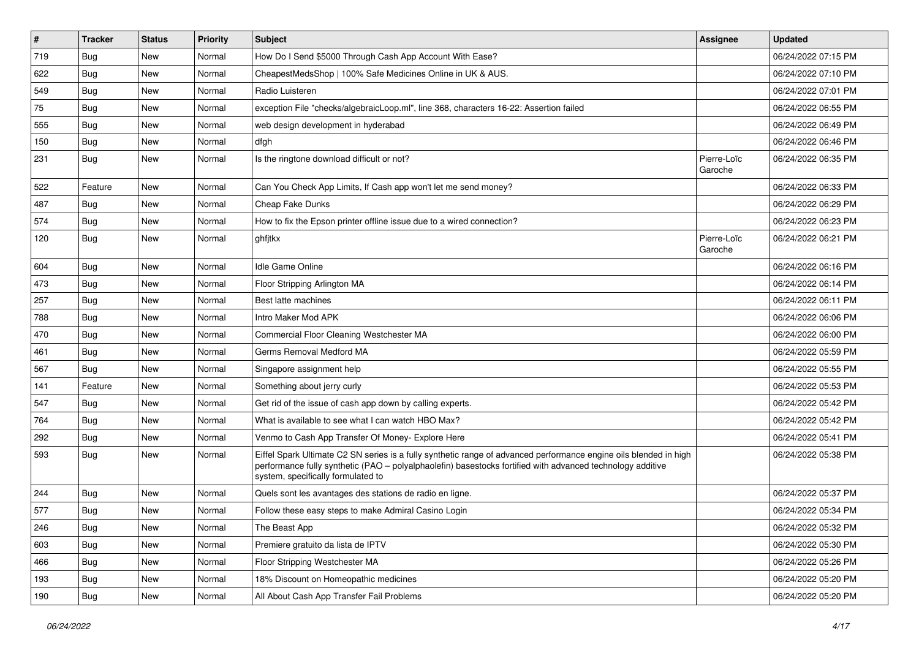| # | Tracker | Status | Priority | Subject | Assignee | Updated |
|---|---|---|---|---|---|---|
| 719 | Bug | New | Normal | How Do I Send $5000 Through Cash App Account With Ease? | | 06/24/2022 07:15 PM |
| 622 | Bug | New | Normal | CheapestMedsShop \| 100% Safe Medicines Online in UK & AUS. | | 06/24/2022 07:10 PM |
| 549 | Bug | New | Normal | Radio Luisteren | | 06/24/2022 07:01 PM |
| 75 | Bug | New | Normal | exception File "checks/algebraicLoop.ml", line 368, characters 16-22: Assertion failed | | 06/24/2022 06:55 PM |
| 555 | Bug | New | Normal | web design development in hyderabad | | 06/24/2022 06:49 PM |
| 150 | Bug | New | Normal | dfgh | | 06/24/2022 06:46 PM |
| 231 | Bug | New | Normal | Is the ringtone download difficult or not? | Pierre-Loïc Garoche | 06/24/2022 06:35 PM |
| 522 | Feature | New | Normal | Can You Check App Limits, If Cash app won't let me send money? | | 06/24/2022 06:33 PM |
| 487 | Bug | New | Normal | Cheap Fake Dunks | | 06/24/2022 06:29 PM |
| 574 | Bug | New | Normal | How to fix the Epson printer offline issue due to a wired connection? | | 06/24/2022 06:23 PM |
| 120 | Bug | New | Normal | ghfjtkx | Pierre-Loïc Garoche | 06/24/2022 06:21 PM |
| 604 | Bug | New | Normal | Idle Game Online | | 06/24/2022 06:16 PM |
| 473 | Bug | New | Normal | Floor Stripping Arlington MA | | 06/24/2022 06:14 PM |
| 257 | Bug | New | Normal | Best latte machines | | 06/24/2022 06:11 PM |
| 788 | Bug | New | Normal | Intro Maker Mod APK | | 06/24/2022 06:06 PM |
| 470 | Bug | New | Normal | Commercial Floor Cleaning Westchester MA | | 06/24/2022 06:00 PM |
| 461 | Bug | New | Normal | Germs Removal Medford MA | | 06/24/2022 05:59 PM |
| 567 | Bug | New | Normal | Singapore assignment help | | 06/24/2022 05:55 PM |
| 141 | Feature | New | Normal | Something about jerry curly | | 06/24/2022 05:53 PM |
| 547 | Bug | New | Normal | Get rid of the issue of cash app down by calling experts. | | 06/24/2022 05:42 PM |
| 764 | Bug | New | Normal | What is available to see what I can watch HBO Max? | | 06/24/2022 05:42 PM |
| 292 | Bug | New | Normal | Venmo to Cash App Transfer Of Money- Explore Here | | 06/24/2022 05:41 PM |
| 593 | Bug | New | Normal | Eiffel Spark Ultimate C2 SN series is a fully synthetic range of advanced performance engine oils blended in high performance fully synthetic (PAO – polyalphaolefin) basestocks fortified with advanced technology additive system, specifically formulated to | | 06/24/2022 05:38 PM |
| 244 | Bug | New | Normal | Quels sont les avantages des stations de radio en ligne. | | 06/24/2022 05:37 PM |
| 577 | Bug | New | Normal | Follow these easy steps to make Admiral Casino Login | | 06/24/2022 05:34 PM |
| 246 | Bug | New | Normal | The Beast App | | 06/24/2022 05:32 PM |
| 603 | Bug | New | Normal | Premiere gratuito da lista de IPTV | | 06/24/2022 05:30 PM |
| 466 | Bug | New | Normal | Floor Stripping Westchester MA | | 06/24/2022 05:26 PM |
| 193 | Bug | New | Normal | 18% Discount on Homeopathic medicines | | 06/24/2022 05:20 PM |
| 190 | Bug | New | Normal | All About Cash App Transfer Fail Problems | | 06/24/2022 05:20 PM |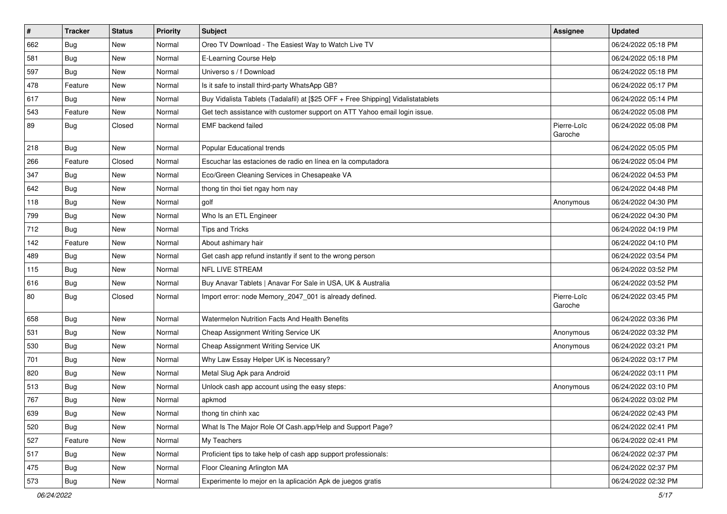| # | Tracker | Status | Priority | Subject | Assignee | Updated |
|---|---|---|---|---|---|---|
| 662 | Bug | New | Normal | Oreo TV Download - The Easiest Way to Watch Live TV | | 06/24/2022 05:18 PM |
| 581 | Bug | New | Normal | E-Learning Course Help | | 06/24/2022 05:18 PM |
| 597 | Bug | New | Normal | Universo s / f Download | | 06/24/2022 05:18 PM |
| 478 | Feature | New | Normal | Is it safe to install third-party WhatsApp GB? | | 06/24/2022 05:17 PM |
| 617 | Bug | New | Normal | Buy Vidalista Tablets (Tadalafil) at [$25 OFF + Free Shipping] Vidalistatablets | | 06/24/2022 05:14 PM |
| 543 | Feature | New | Normal | Get tech assistance with customer support on ATT Yahoo email login issue. | | 06/24/2022 05:08 PM |
| 89 | Bug | Closed | Normal | EMF backend failed | Pierre-Loïc Garoche | 06/24/2022 05:08 PM |
| 218 | Bug | New | Normal | Popular Educational trends | | 06/24/2022 05:05 PM |
| 266 | Feature | Closed | Normal | Escuchar las estaciones de radio en línea en la computadora | | 06/24/2022 05:04 PM |
| 347 | Bug | New | Normal | Eco/Green Cleaning Services in Chesapeake VA | | 06/24/2022 04:53 PM |
| 642 | Bug | New | Normal | thong tin thoi tiet ngay hom nay | | 06/24/2022 04:48 PM |
| 118 | Bug | New | Normal | golf | Anonymous | 06/24/2022 04:30 PM |
| 799 | Bug | New | Normal | Who Is an ETL Engineer | | 06/24/2022 04:30 PM |
| 712 | Bug | New | Normal | Tips and Tricks | | 06/24/2022 04:19 PM |
| 142 | Feature | New | Normal | About ashimary hair | | 06/24/2022 04:10 PM |
| 489 | Bug | New | Normal | Get cash app refund instantly if sent to the wrong person | | 06/24/2022 03:54 PM |
| 115 | Bug | New | Normal | NFL LIVE STREAM | | 06/24/2022 03:52 PM |
| 616 | Bug | New | Normal | Buy Anavar Tablets \| Anavar For Sale in USA, UK & Australia | | 06/24/2022 03:52 PM |
| 80 | Bug | Closed | Normal | Import error: node Memory_2047_001 is already defined. | Pierre-Loïc Garoche | 06/24/2022 03:45 PM |
| 658 | Bug | New | Normal | Watermelon Nutrition Facts And Health Benefits | | 06/24/2022 03:36 PM |
| 531 | Bug | New | Normal | Cheap Assignment Writing Service UK | Anonymous | 06/24/2022 03:32 PM |
| 530 | Bug | New | Normal | Cheap Assignment Writing Service UK | Anonymous | 06/24/2022 03:21 PM |
| 701 | Bug | New | Normal | Why Law Essay Helper UK is Necessary? | | 06/24/2022 03:17 PM |
| 820 | Bug | New | Normal | Metal Slug Apk para Android | | 06/24/2022 03:11 PM |
| 513 | Bug | New | Normal | Unlock cash app account using the easy steps: | Anonymous | 06/24/2022 03:10 PM |
| 767 | Bug | New | Normal | apkmod | | 06/24/2022 03:02 PM |
| 639 | Bug | New | Normal | thong tin chinh xac | | 06/24/2022 02:43 PM |
| 520 | Bug | New | Normal | What Is The Major Role Of Cash.app/Help and Support Page? | | 06/24/2022 02:41 PM |
| 527 | Feature | New | Normal | My Teachers | | 06/24/2022 02:41 PM |
| 517 | Bug | New | Normal | Proficient tips to take help of cash app support professionals: | | 06/24/2022 02:37 PM |
| 475 | Bug | New | Normal | Floor Cleaning Arlington MA | | 06/24/2022 02:37 PM |
| 573 | Bug | New | Normal | Experimente lo mejor en la aplicación Apk de juegos gratis | | 06/24/2022 02:32 PM |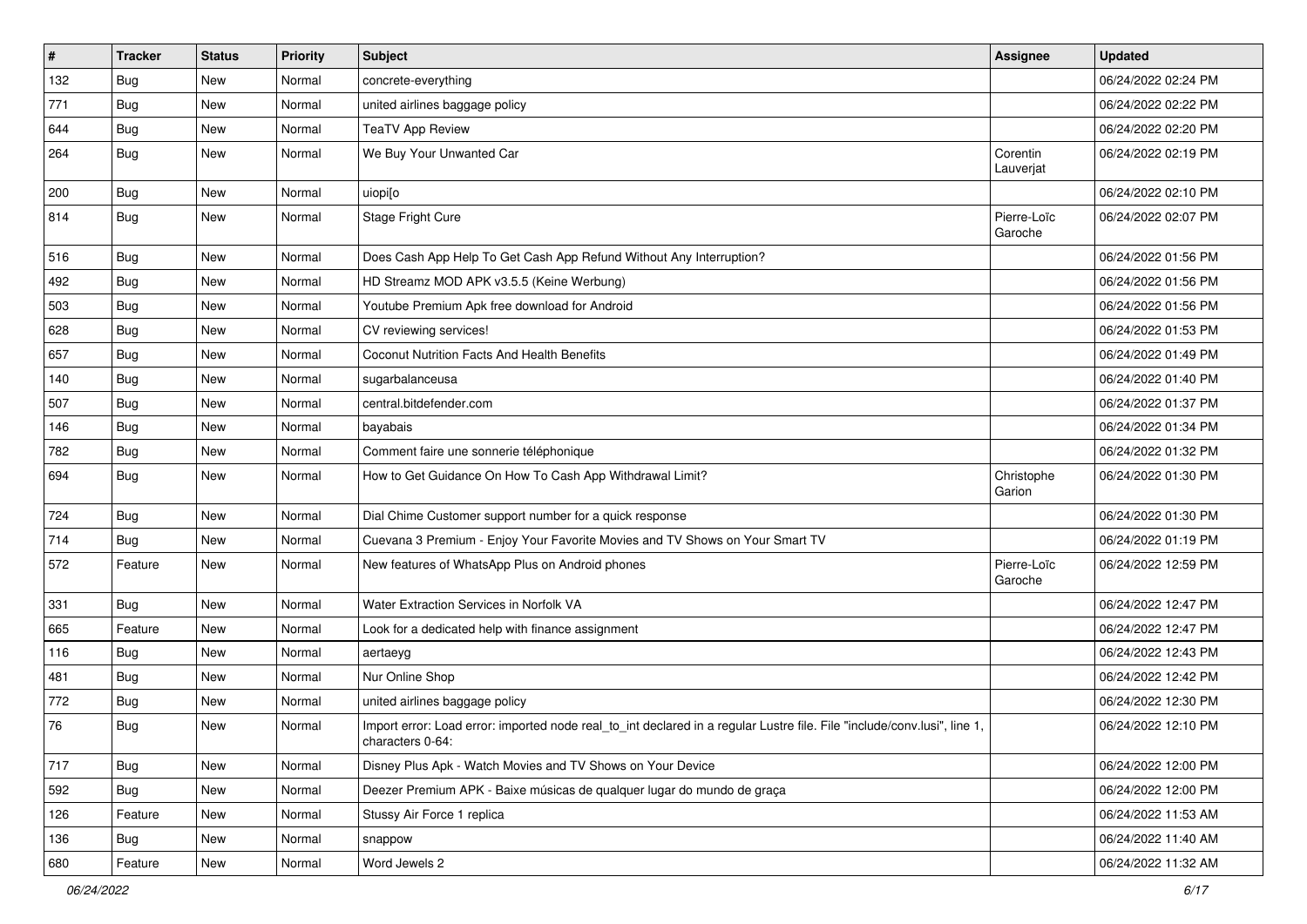| # | Tracker | Status | Priority | Subject | Assignee | Updated |
|---|---|---|---|---|---|---|
| 132 | Bug | New | Normal | concrete-everything | | 06/24/2022 02:24 PM |
| 771 | Bug | New | Normal | united airlines baggage policy | | 06/24/2022 02:22 PM |
| 644 | Bug | New | Normal | TeaTV App Review | | 06/24/2022 02:20 PM |
| 264 | Bug | New | Normal | We Buy Your Unwanted Car | Corentin Lauverjat | 06/24/2022 02:19 PM |
| 200 | Bug | New | Normal | uiopi[o | | 06/24/2022 02:10 PM |
| 814 | Bug | New | Normal | Stage Fright Cure | Pierre-Loïc Garoche | 06/24/2022 02:07 PM |
| 516 | Bug | New | Normal | Does Cash App Help To Get Cash App Refund Without Any Interruption? | | 06/24/2022 01:56 PM |
| 492 | Bug | New | Normal | HD Streamz MOD APK v3.5.5 (Keine Werbung) | | 06/24/2022 01:56 PM |
| 503 | Bug | New | Normal | Youtube Premium Apk free download for Android | | 06/24/2022 01:56 PM |
| 628 | Bug | New | Normal | CV reviewing services! | | 06/24/2022 01:53 PM |
| 657 | Bug | New | Normal | Coconut Nutrition Facts And Health Benefits | | 06/24/2022 01:49 PM |
| 140 | Bug | New | Normal | sugarbalanceusa | | 06/24/2022 01:40 PM |
| 507 | Bug | New | Normal | central.bitdefender.com | | 06/24/2022 01:37 PM |
| 146 | Bug | New | Normal | bayabais | | 06/24/2022 01:34 PM |
| 782 | Bug | New | Normal | Comment faire une sonnerie téléphonique | | 06/24/2022 01:32 PM |
| 694 | Bug | New | Normal | How to Get Guidance On How To Cash App Withdrawal Limit? | Christophe Garion | 06/24/2022 01:30 PM |
| 724 | Bug | New | Normal | Dial Chime Customer support number for a quick response | | 06/24/2022 01:30 PM |
| 714 | Bug | New | Normal | Cuevana 3 Premium - Enjoy Your Favorite Movies and TV Shows on Your Smart TV | | 06/24/2022 01:19 PM |
| 572 | Feature | New | Normal | New features of WhatsApp Plus on Android phones | Pierre-Loïc Garoche | 06/24/2022 12:59 PM |
| 331 | Bug | New | Normal | Water Extraction Services in Norfolk VA | | 06/24/2022 12:47 PM |
| 665 | Feature | New | Normal | Look for a dedicated help with finance assignment | | 06/24/2022 12:47 PM |
| 116 | Bug | New | Normal | aertaeyg | | 06/24/2022 12:43 PM |
| 481 | Bug | New | Normal | Nur Online Shop | | 06/24/2022 12:42 PM |
| 772 | Bug | New | Normal | united airlines baggage policy | | 06/24/2022 12:30 PM |
| 76 | Bug | New | Normal | Import error: Load error: imported node real_to_int declared in a regular Lustre file. File "include/conv.lusi", line 1, characters 0-64: | | 06/24/2022 12:10 PM |
| 717 | Bug | New | Normal | Disney Plus Apk - Watch Movies and TV Shows on Your Device | | 06/24/2022 12:00 PM |
| 592 | Bug | New | Normal | Deezer Premium APK - Baixe músicas de qualquer lugar do mundo de graça | | 06/24/2022 12:00 PM |
| 126 | Feature | New | Normal | Stussy Air Force 1 replica | | 06/24/2022 11:53 AM |
| 136 | Bug | New | Normal | snappow | | 06/24/2022 11:40 AM |
| 680 | Feature | New | Normal | Word Jewels 2 | | 06/24/2022 11:32 AM |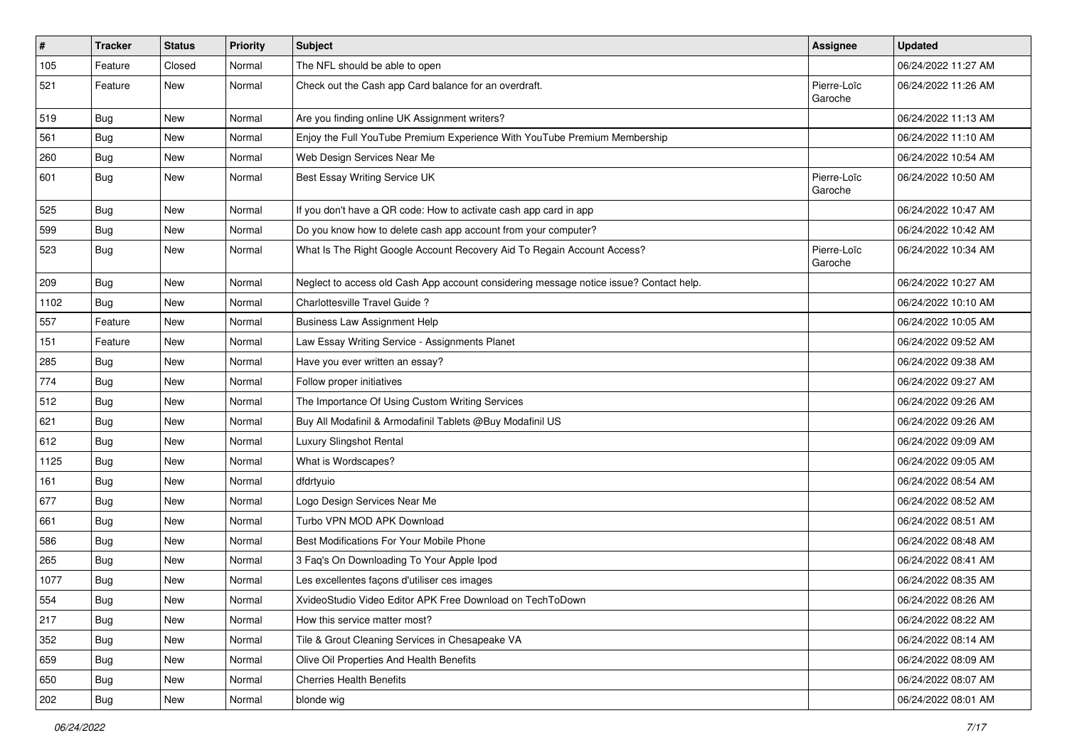| # | Tracker | Status | Priority | Subject | Assignee | Updated |
|---|---|---|---|---|---|---|
| 105 | Feature | Closed | Normal | The NFL should be able to open | | 06/24/2022 11:27 AM |
| 521 | Feature | New | Normal | Check out the Cash app Card balance for an overdraft. | Pierre-Loïc Garoche | 06/24/2022 11:26 AM |
| 519 | Bug | New | Normal | Are you finding online UK Assignment writers? | | 06/24/2022 11:13 AM |
| 561 | Bug | New | Normal | Enjoy the Full YouTube Premium Experience With YouTube Premium Membership | | 06/24/2022 11:10 AM |
| 260 | Bug | New | Normal | Web Design Services Near Me | | 06/24/2022 10:54 AM |
| 601 | Bug | New | Normal | Best Essay Writing Service UK | Pierre-Loïc Garoche | 06/24/2022 10:50 AM |
| 525 | Bug | New | Normal | If you don't have a QR code: How to activate cash app card in app | | 06/24/2022 10:47 AM |
| 599 | Bug | New | Normal | Do you know how to delete cash app account from your computer? | | 06/24/2022 10:42 AM |
| 523 | Bug | New | Normal | What Is The Right Google Account Recovery Aid To Regain Account Access? | Pierre-Loïc Garoche | 06/24/2022 10:34 AM |
| 209 | Bug | New | Normal | Neglect to access old Cash App account considering message notice issue? Contact help. | | 06/24/2022 10:27 AM |
| 1102 | Bug | New | Normal | Charlottesville Travel Guide ? | | 06/24/2022 10:10 AM |
| 557 | Feature | New | Normal | Business Law Assignment Help | | 06/24/2022 10:05 AM |
| 151 | Feature | New | Normal | Law Essay Writing Service - Assignments Planet | | 06/24/2022 09:52 AM |
| 285 | Bug | New | Normal | Have you ever written an essay? | | 06/24/2022 09:38 AM |
| 774 | Bug | New | Normal | Follow proper initiatives | | 06/24/2022 09:27 AM |
| 512 | Bug | New | Normal | The Importance Of Using Custom Writing Services | | 06/24/2022 09:26 AM |
| 621 | Bug | New | Normal | Buy All Modafinil & Armodafinil Tablets @Buy Modafinil US | | 06/24/2022 09:26 AM |
| 612 | Bug | New | Normal | Luxury Slingshot Rental | | 06/24/2022 09:09 AM |
| 1125 | Bug | New | Normal | What is Wordscapes? | | 06/24/2022 09:05 AM |
| 161 | Bug | New | Normal | dfdrtyuio | | 06/24/2022 08:54 AM |
| 677 | Bug | New | Normal | Logo Design Services Near Me | | 06/24/2022 08:52 AM |
| 661 | Bug | New | Normal | Turbo VPN MOD APK Download | | 06/24/2022 08:51 AM |
| 586 | Bug | New | Normal | Best Modifications For Your Mobile Phone | | 06/24/2022 08:48 AM |
| 265 | Bug | New | Normal | 3 Faq's On Downloading To Your Apple Ipod | | 06/24/2022 08:41 AM |
| 1077 | Bug | New | Normal | Les excellentes façons d'utiliser ces images | | 06/24/2022 08:35 AM |
| 554 | Bug | New | Normal | XvideoStudio Video Editor APK Free Download on TechToDown | | 06/24/2022 08:26 AM |
| 217 | Bug | New | Normal | How this service matter most? | | 06/24/2022 08:22 AM |
| 352 | Bug | New | Normal | Tile & Grout Cleaning Services in Chesapeake VA | | 06/24/2022 08:14 AM |
| 659 | Bug | New | Normal | Olive Oil Properties And Health Benefits | | 06/24/2022 08:09 AM |
| 650 | Bug | New | Normal | Cherries Health Benefits | | 06/24/2022 08:07 AM |
| 202 | Bug | New | Normal | blonde wig | | 06/24/2022 08:01 AM |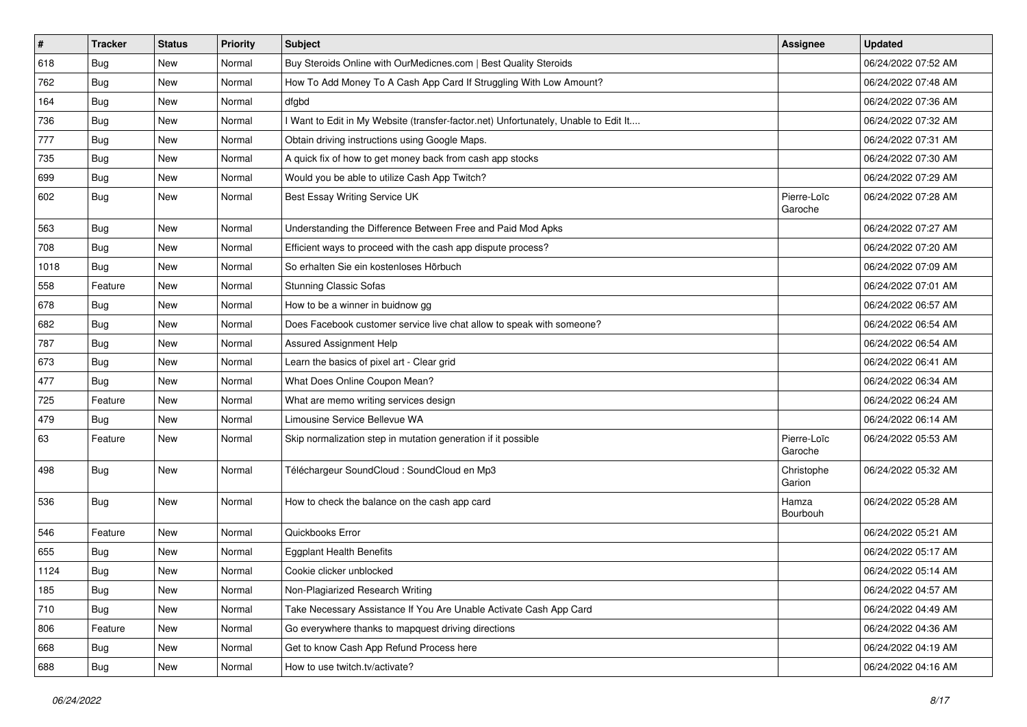| # | Tracker | Status | Priority | Subject | Assignee | Updated |
|---|---|---|---|---|---|---|
| 618 | Bug | New | Normal | Buy Steroids Online with OurMedicnes.com \| Best Quality Steroids | | 06/24/2022 07:52 AM |
| 762 | Bug | New | Normal | How To Add Money To A Cash App Card If Struggling With Low Amount? | | 06/24/2022 07:48 AM |
| 164 | Bug | New | Normal | dfgbd | | 06/24/2022 07:36 AM |
| 736 | Bug | New | Normal | I Want to Edit in My Website (transfer-factor.net) Unfortunately, Unable to Edit It.... | | 06/24/2022 07:32 AM |
| 777 | Bug | New | Normal | Obtain driving instructions using Google Maps. | | 06/24/2022 07:31 AM |
| 735 | Bug | New | Normal | A quick fix of how to get money back from cash app stocks | | 06/24/2022 07:30 AM |
| 699 | Bug | New | Normal | Would you be able to utilize Cash App Twitch? | | 06/24/2022 07:29 AM |
| 602 | Bug | New | Normal | Best Essay Writing Service UK | Pierre-Loïc Garoche | 06/24/2022 07:28 AM |
| 563 | Bug | New | Normal | Understanding the Difference Between Free and Paid Mod Apks | | 06/24/2022 07:27 AM |
| 708 | Bug | New | Normal | Efficient ways to proceed with the cash app dispute process? | | 06/24/2022 07:20 AM |
| 1018 | Bug | New | Normal | So erhalten Sie ein kostenloses Hörbuch | | 06/24/2022 07:09 AM |
| 558 | Feature | New | Normal | Stunning Classic Sofas | | 06/24/2022 07:01 AM |
| 678 | Bug | New | Normal | How to be a winner in buidnow gg | | 06/24/2022 06:57 AM |
| 682 | Bug | New | Normal | Does Facebook customer service live chat allow to speak with someone? | | 06/24/2022 06:54 AM |
| 787 | Bug | New | Normal | Assured Assignment Help | | 06/24/2022 06:54 AM |
| 673 | Bug | New | Normal | Learn the basics of pixel art - Clear grid | | 06/24/2022 06:41 AM |
| 477 | Bug | New | Normal | What Does Online Coupon Mean? | | 06/24/2022 06:34 AM |
| 725 | Feature | New | Normal | What are memo writing services design | | 06/24/2022 06:24 AM |
| 479 | Bug | New | Normal | Limousine Service Bellevue WA | | 06/24/2022 06:14 AM |
| 63 | Feature | New | Normal | Skip normalization step in mutation generation if it possible | Pierre-Loïc Garoche | 06/24/2022 05:53 AM |
| 498 | Bug | New | Normal | Téléchargeur SoundCloud : SoundCloud en Mp3 | Christophe Garion | 06/24/2022 05:32 AM |
| 536 | Bug | New | Normal | How to check the balance on the cash app card | Hamza Bourbouh | 06/24/2022 05:28 AM |
| 546 | Feature | New | Normal | Quickbooks Error | | 06/24/2022 05:21 AM |
| 655 | Bug | New | Normal | Eggplant Health Benefits | | 06/24/2022 05:17 AM |
| 1124 | Bug | New | Normal | Cookie clicker unblocked | | 06/24/2022 05:14 AM |
| 185 | Bug | New | Normal | Non-Plagiarized Research Writing | | 06/24/2022 04:57 AM |
| 710 | Bug | New | Normal | Take Necessary Assistance If You Are Unable Activate Cash App Card | | 06/24/2022 04:49 AM |
| 806 | Feature | New | Normal | Go everywhere thanks to mapquest driving directions | | 06/24/2022 04:36 AM |
| 668 | Bug | New | Normal | Get to know Cash App Refund Process here | | 06/24/2022 04:19 AM |
| 688 | Bug | New | Normal | How to use twitch.tv/activate? | | 06/24/2022 04:16 AM |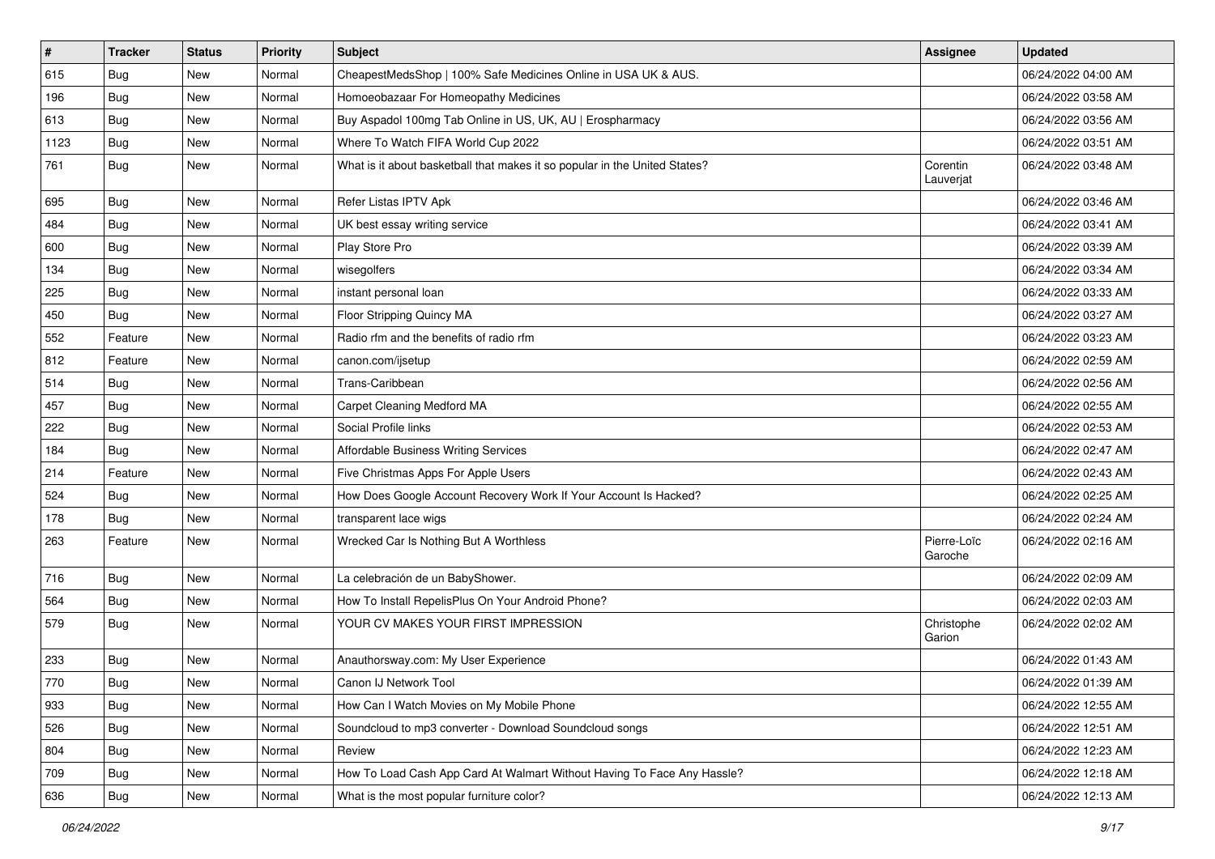| # | Tracker | Status | Priority | Subject | Assignee | Updated |
|---|---|---|---|---|---|---|
| 615 | Bug | New | Normal | CheapestMedsShop \| 100% Safe Medicines Online in USA UK & AUS. | | 06/24/2022 04:00 AM |
| 196 | Bug | New | Normal | Homoeobazaar For Homeopathy Medicines | | 06/24/2022 03:58 AM |
| 613 | Bug | New | Normal | Buy Aspadol 100mg Tab Online in US, UK, AU \| Erospharmacy | | 06/24/2022 03:56 AM |
| 1123 | Bug | New | Normal | Where To Watch FIFA World Cup 2022 | | 06/24/2022 03:51 AM |
| 761 | Bug | New | Normal | What is it about basketball that makes it so popular in the United States? | Corentin Lauverjat | 06/24/2022 03:48 AM |
| 695 | Bug | New | Normal | Refer Listas IPTV Apk | | 06/24/2022 03:46 AM |
| 484 | Bug | New | Normal | UK best essay writing service | | 06/24/2022 03:41 AM |
| 600 | Bug | New | Normal | Play Store Pro | | 06/24/2022 03:39 AM |
| 134 | Bug | New | Normal | wisegolfers | | 06/24/2022 03:34 AM |
| 225 | Bug | New | Normal | instant personal loan | | 06/24/2022 03:33 AM |
| 450 | Bug | New | Normal | Floor Stripping Quincy MA | | 06/24/2022 03:27 AM |
| 552 | Feature | New | Normal | Radio rfm and the benefits of radio rfm | | 06/24/2022 03:23 AM |
| 812 | Feature | New | Normal | canon.com/ijsetup | | 06/24/2022 02:59 AM |
| 514 | Bug | New | Normal | Trans-Caribbean | | 06/24/2022 02:56 AM |
| 457 | Bug | New | Normal | Carpet Cleaning Medford MA | | 06/24/2022 02:55 AM |
| 222 | Bug | New | Normal | Social Profile links | | 06/24/2022 02:53 AM |
| 184 | Bug | New | Normal | Affordable Business Writing Services | | 06/24/2022 02:47 AM |
| 214 | Feature | New | Normal | Five Christmas Apps For Apple Users | | 06/24/2022 02:43 AM |
| 524 | Bug | New | Normal | How Does Google Account Recovery Work If Your Account Is Hacked? | | 06/24/2022 02:25 AM |
| 178 | Bug | New | Normal | transparent lace wigs | | 06/24/2022 02:24 AM |
| 263 | Feature | New | Normal | Wrecked Car Is Nothing But A Worthless | Pierre-Loïc Garoche | 06/24/2022 02:16 AM |
| 716 | Bug | New | Normal | La celebración de un BabyShower. | | 06/24/2022 02:09 AM |
| 564 | Bug | New | Normal | How To Install RepelisPlus On Your Android Phone? | | 06/24/2022 02:03 AM |
| 579 | Bug | New | Normal | YOUR CV MAKES YOUR FIRST IMPRESSION | Christophe Garion | 06/24/2022 02:02 AM |
| 233 | Bug | New | Normal | Anauthorsway.com: My User Experience | | 06/24/2022 01:43 AM |
| 770 | Bug | New | Normal | Canon IJ Network Tool | | 06/24/2022 01:39 AM |
| 933 | Bug | New | Normal | How Can I Watch Movies on My Mobile Phone | | 06/24/2022 12:55 AM |
| 526 | Bug | New | Normal | Soundcloud to mp3 converter - Download Soundcloud songs | | 06/24/2022 12:51 AM |
| 804 | Bug | New | Normal | Review | | 06/24/2022 12:23 AM |
| 709 | Bug | New | Normal | How To Load Cash App Card At Walmart Without Having To Face Any Hassle? | | 06/24/2022 12:18 AM |
| 636 | Bug | New | Normal | What is the most popular furniture color? | | 06/24/2022 12:13 AM |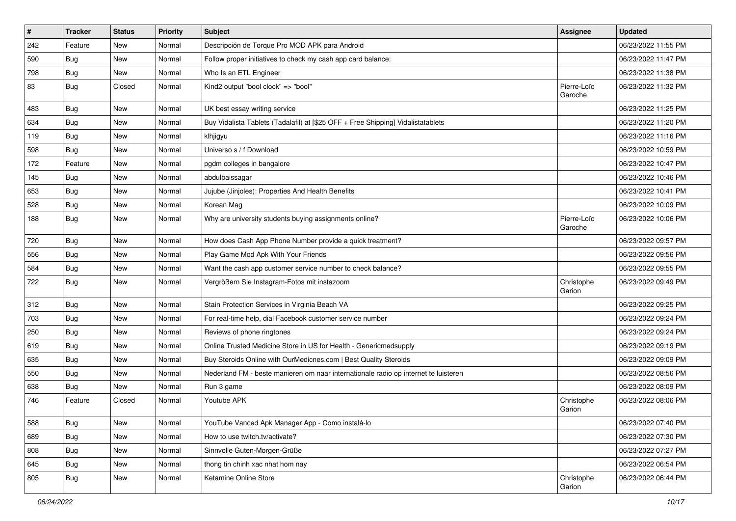| # | Tracker | Status | Priority | Subject | Assignee | Updated |
|---|---|---|---|---|---|---|
| 242 | Feature | New | Normal | Descripción de Torque Pro MOD APK para Android | | 06/23/2022 11:55 PM |
| 590 | Bug | New | Normal | Follow proper initiatives to check my cash app card balance: | | 06/23/2022 11:47 PM |
| 798 | Bug | New | Normal | Who Is an ETL Engineer | | 06/23/2022 11:38 PM |
| 83 | Bug | Closed | Normal | Kind2 output "bool clock" => "bool" | Pierre-Loïc Garoche | 06/23/2022 11:32 PM |
| 483 | Bug | New | Normal | UK best essay writing service | | 06/23/2022 11:25 PM |
| 634 | Bug | New | Normal | Buy Vidalista Tablets (Tadalafil) at [$25 OFF + Free Shipping] Vidalistatablets | | 06/23/2022 11:20 PM |
| 119 | Bug | New | Normal | klhjigyu | | 06/23/2022 11:16 PM |
| 598 | Bug | New | Normal | Universo s / f Download | | 06/23/2022 10:59 PM |
| 172 | Feature | New | Normal | pgdm colleges in bangalore | | 06/23/2022 10:47 PM |
| 145 | Bug | New | Normal | abdulbaissagar | | 06/23/2022 10:46 PM |
| 653 | Bug | New | Normal | Jujube (Jinjoles): Properties And Health Benefits | | 06/23/2022 10:41 PM |
| 528 | Bug | New | Normal | Korean Mag | | 06/23/2022 10:09 PM |
| 188 | Bug | New | Normal | Why are university students buying assignments online? | Pierre-Loïc Garoche | 06/23/2022 10:06 PM |
| 720 | Bug | New | Normal | How does Cash App Phone Number provide a quick treatment? | | 06/23/2022 09:57 PM |
| 556 | Bug | New | Normal | Play Game Mod Apk With Your Friends | | 06/23/2022 09:56 PM |
| 584 | Bug | New | Normal | Want the cash app customer service number to check balance? | | 06/23/2022 09:55 PM |
| 722 | Bug | New | Normal | Vergrößern Sie Instagram-Fotos mit instazoom | Christophe Garion | 06/23/2022 09:49 PM |
| 312 | Bug | New | Normal | Stain Protection Services in Virginia Beach VA | | 06/23/2022 09:25 PM |
| 703 | Bug | New | Normal | For real-time help, dial Facebook customer service number | | 06/23/2022 09:24 PM |
| 250 | Bug | New | Normal | Reviews of phone ringtones | | 06/23/2022 09:24 PM |
| 619 | Bug | New | Normal | Online Trusted Medicine Store in US for Health - Genericmedsupply | | 06/23/2022 09:19 PM |
| 635 | Bug | New | Normal | Buy Steroids Online with OurMedicnes.com \| Best Quality Steroids | | 06/23/2022 09:09 PM |
| 550 | Bug | New | Normal | Nederland FM - beste manieren om naar internationale radio op internet te luisteren | | 06/23/2022 08:56 PM |
| 638 | Bug | New | Normal | Run 3 game | | 06/23/2022 08:09 PM |
| 746 | Feature | Closed | Normal | Youtube APK | Christophe Garion | 06/23/2022 08:06 PM |
| 588 | Bug | New | Normal | YouTube Vanced Apk Manager App - Como instalá-lo | | 06/23/2022 07:40 PM |
| 689 | Bug | New | Normal | How to use twitch.tv/activate? | | 06/23/2022 07:30 PM |
| 808 | Bug | New | Normal | Sinnvolle Guten-Morgen-Grüße | | 06/23/2022 07:27 PM |
| 645 | Bug | New | Normal | thong tin chinh xac nhat hom nay | | 06/23/2022 06:54 PM |
| 805 | Bug | New | Normal | Ketamine Online Store | Christophe Garion | 06/23/2022 06:44 PM |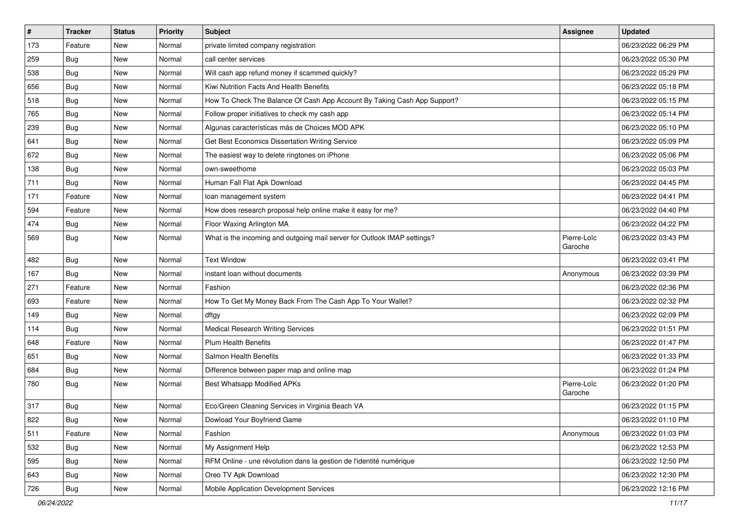| # | Tracker | Status | Priority | Subject | Assignee | Updated |
|---|---|---|---|---|---|---|
| 173 | Feature | New | Normal | private limited company registration | | 06/23/2022 06:29 PM |
| 259 | Bug | New | Normal | call center services | | 06/23/2022 05:30 PM |
| 538 | Bug | New | Normal | Will cash app refund money if scammed quickly? | | 06/23/2022 05:29 PM |
| 656 | Bug | New | Normal | Kiwi Nutrition Facts And Health Benefits | | 06/23/2022 05:18 PM |
| 518 | Bug | New | Normal | How To Check The Balance Of Cash App Account By Taking Cash App Support? | | 06/23/2022 05:15 PM |
| 765 | Bug | New | Normal | Follow proper initiatives to check my cash app | | 06/23/2022 05:14 PM |
| 239 | Bug | New | Normal | Algunas características más de Choices MOD APK | | 06/23/2022 05:10 PM |
| 641 | Bug | New | Normal | Get Best Economics Dissertation Writing Service | | 06/23/2022 05:09 PM |
| 672 | Bug | New | Normal | The easiest way to delete ringtones on iPhone | | 06/23/2022 05:06 PM |
| 138 | Bug | New | Normal | own-sweethome | | 06/23/2022 05:03 PM |
| 711 | Bug | New | Normal | Human Fall Flat Apk Download | | 06/23/2022 04:45 PM |
| 171 | Feature | New | Normal | loan management system | | 06/23/2022 04:41 PM |
| 594 | Feature | New | Normal | How does research proposal help online make it easy for me? | | 06/23/2022 04:40 PM |
| 474 | Bug | New | Normal | Floor Waxing Arlington MA | | 06/23/2022 04:22 PM |
| 569 | Bug | New | Normal | What is the incoming and outgoing mail server for Outlook IMAP settings? | Pierre-Loïc Garoche | 06/23/2022 03:43 PM |
| 482 | Bug | New | Normal | Text Window | | 06/23/2022 03:41 PM |
| 167 | Bug | New | Normal | instant loan without documents | Anonymous | 06/23/2022 03:39 PM |
| 271 | Feature | New | Normal | Fashion | | 06/23/2022 02:36 PM |
| 693 | Feature | New | Normal | How To Get My Money Back From The Cash App To Your Wallet? | | 06/23/2022 02:32 PM |
| 149 | Bug | New | Normal | dftgy | | 06/23/2022 02:09 PM |
| 114 | Bug | New | Normal | Medical Research Writing Services | | 06/23/2022 01:51 PM |
| 648 | Feature | New | Normal | Plum Health Benefits | | 06/23/2022 01:47 PM |
| 651 | Bug | New | Normal | Salmon Health Benefits | | 06/23/2022 01:33 PM |
| 684 | Bug | New | Normal | Difference between paper map and online map | | 06/23/2022 01:24 PM |
| 780 | Bug | New | Normal | Best Whatsapp Modified APKs | Pierre-Loïc Garoche | 06/23/2022 01:20 PM |
| 317 | Bug | New | Normal | Eco/Green Cleaning Services in Virginia Beach VA | | 06/23/2022 01:15 PM |
| 822 | Bug | New | Normal | Dowload Your Boyfriend Game | | 06/23/2022 01:10 PM |
| 511 | Feature | New | Normal | Fashion | Anonymous | 06/23/2022 01:03 PM |
| 532 | Bug | New | Normal | My Assignment Help | | 06/23/2022 12:53 PM |
| 595 | Bug | New | Normal | RFM Online - une révolution dans la gestion de l'identité numérique | | 06/23/2022 12:50 PM |
| 643 | Bug | New | Normal | Oreo TV Apk Download | | 06/23/2022 12:30 PM |
| 726 | Bug | New | Normal | Mobile Application Development Services | | 06/23/2022 12:16 PM |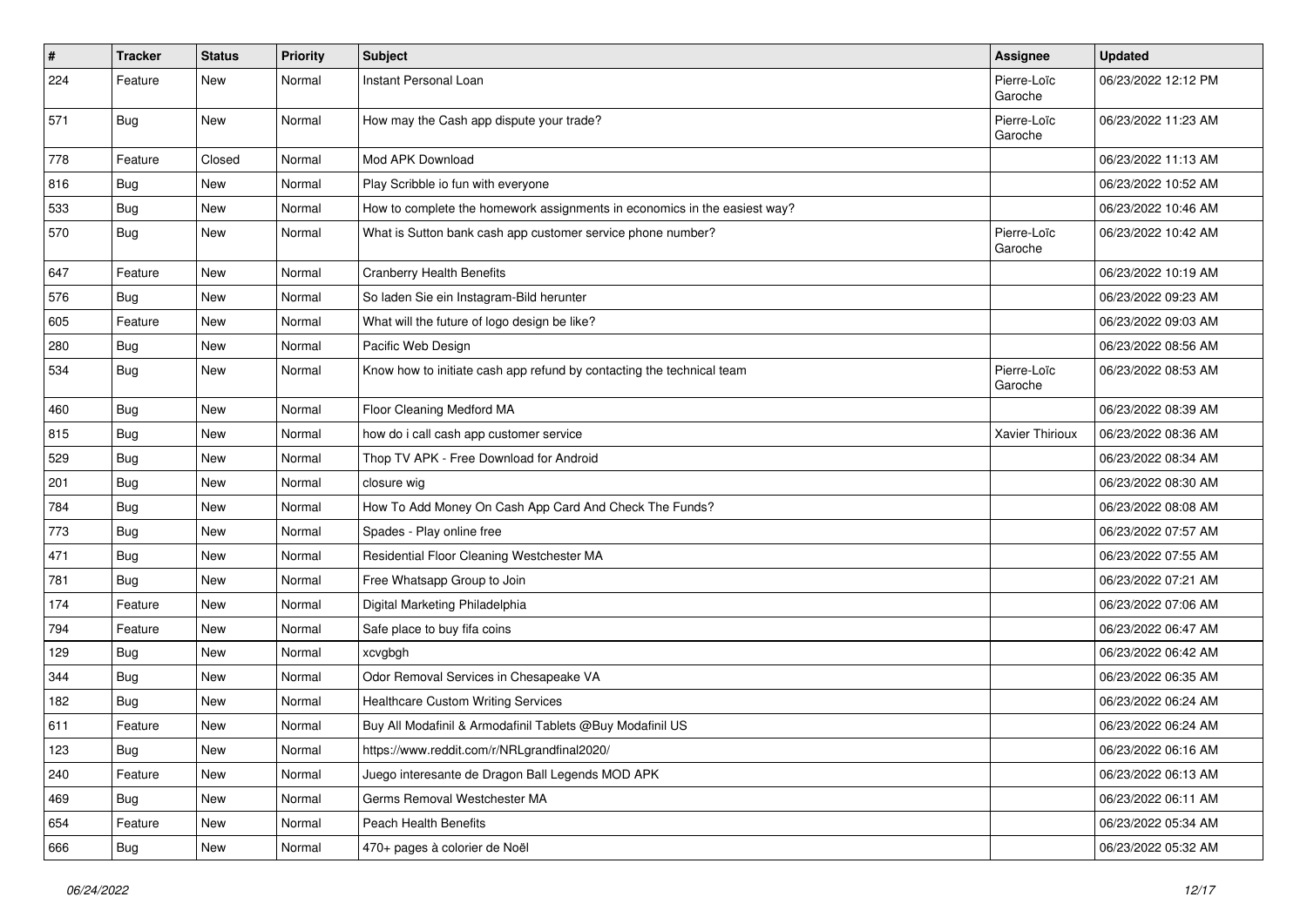| # | Tracker | Status | Priority | Subject | Assignee | Updated |
|---|---|---|---|---|---|---|
| 224 | Feature | New | Normal | Instant Personal Loan | Pierre-Loïc Garoche | 06/23/2022 12:12 PM |
| 571 | Bug | New | Normal | How may the Cash app dispute your trade? | Pierre-Loïc Garoche | 06/23/2022 11:23 AM |
| 778 | Feature | Closed | Normal | Mod APK Download | | 06/23/2022 11:13 AM |
| 816 | Bug | New | Normal | Play Scribble io fun with everyone | | 06/23/2022 10:52 AM |
| 533 | Bug | New | Normal | How to complete the homework assignments in economics in the easiest way? | | 06/23/2022 10:46 AM |
| 570 | Bug | New | Normal | What is Sutton bank cash app customer service phone number? | Pierre-Loïc Garoche | 06/23/2022 10:42 AM |
| 647 | Feature | New | Normal | Cranberry Health Benefits | | 06/23/2022 10:19 AM |
| 576 | Bug | New | Normal | So laden Sie ein Instagram-Bild herunter | | 06/23/2022 09:23 AM |
| 605 | Feature | New | Normal | What will the future of logo design be like? | | 06/23/2022 09:03 AM |
| 280 | Bug | New | Normal | Pacific Web Design | | 06/23/2022 08:56 AM |
| 534 | Bug | New | Normal | Know how to initiate cash app refund by contacting the technical team | Pierre-Loïc Garoche | 06/23/2022 08:53 AM |
| 460 | Bug | New | Normal | Floor Cleaning Medford MA | | 06/23/2022 08:39 AM |
| 815 | Bug | New | Normal | how do i call cash app customer service | Xavier Thirioux | 06/23/2022 08:36 AM |
| 529 | Bug | New | Normal | Thop TV APK - Free Download for Android | | 06/23/2022 08:34 AM |
| 201 | Bug | New | Normal | closure wig | | 06/23/2022 08:30 AM |
| 784 | Bug | New | Normal | How To Add Money On Cash App Card And Check The Funds? | | 06/23/2022 08:08 AM |
| 773 | Bug | New | Normal | Spades - Play online free | | 06/23/2022 07:57 AM |
| 471 | Bug | New | Normal | Residential Floor Cleaning Westchester MA | | 06/23/2022 07:55 AM |
| 781 | Bug | New | Normal | Free Whatsapp Group to Join | | 06/23/2022 07:21 AM |
| 174 | Feature | New | Normal | Digital Marketing Philadelphia | | 06/23/2022 07:06 AM |
| 794 | Feature | New | Normal | Safe place to buy fifa coins | | 06/23/2022 06:47 AM |
| 129 | Bug | New | Normal | xcvgbgh | | 06/23/2022 06:42 AM |
| 344 | Bug | New | Normal | Odor Removal Services in Chesapeake VA | | 06/23/2022 06:35 AM |
| 182 | Bug | New | Normal | Healthcare Custom Writing Services | | 06/23/2022 06:24 AM |
| 611 | Feature | New | Normal | Buy All Modafinil & Armodafinil Tablets @Buy Modafinil US | | 06/23/2022 06:24 AM |
| 123 | Bug | New | Normal | https://www.reddit.com/r/NRLgrandfinal2020/ | | 06/23/2022 06:16 AM |
| 240 | Feature | New | Normal | Juego interesante de Dragon Ball Legends MOD APK | | 06/23/2022 06:13 AM |
| 469 | Bug | New | Normal | Germs Removal Westchester MA | | 06/23/2022 06:11 AM |
| 654 | Feature | New | Normal | Peach Health Benefits | | 06/23/2022 05:34 AM |
| 666 | Bug | New | Normal | 470+ pages à colorier de Noël | | 06/23/2022 05:32 AM |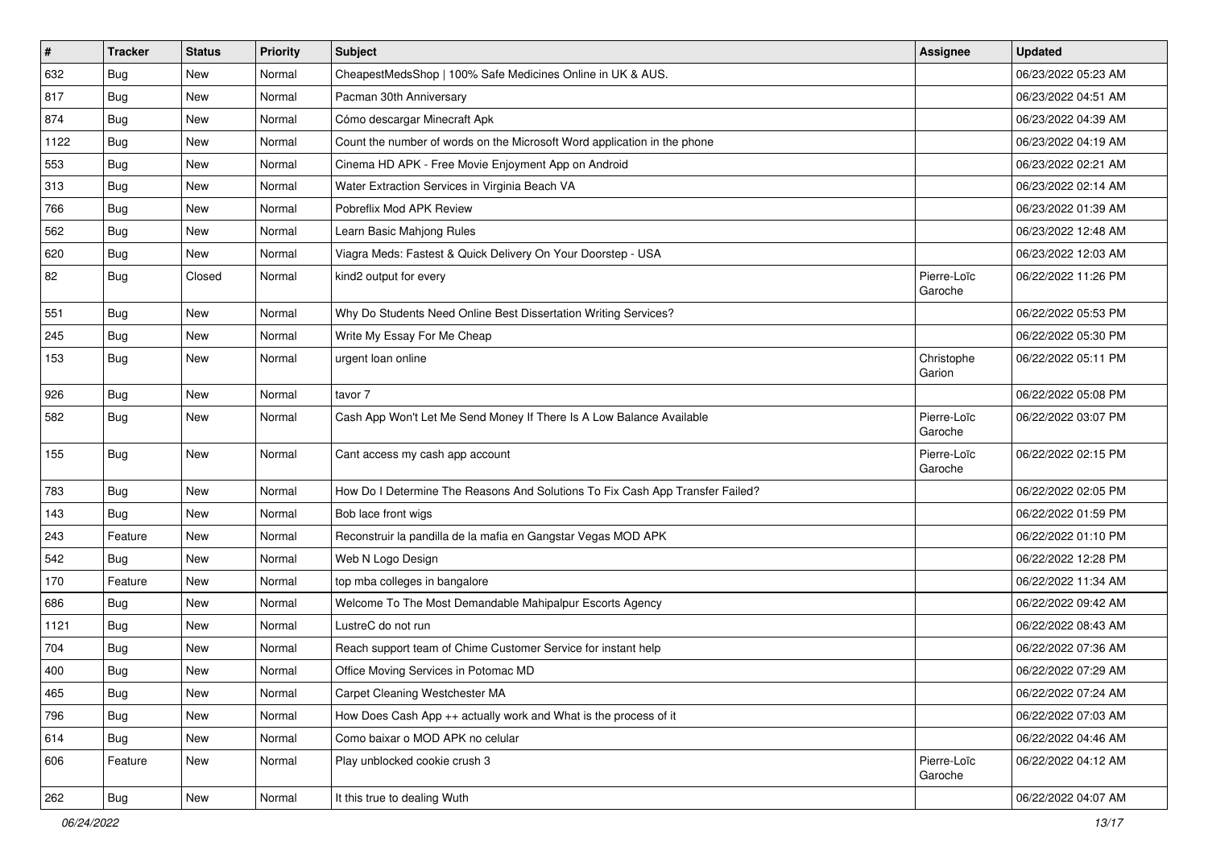| # | Tracker | Status | Priority | Subject | Assignee | Updated |
|---|---|---|---|---|---|---|
| 632 | Bug | New | Normal | CheapestMedsShop \| 100% Safe Medicines Online in UK & AUS. | | 06/23/2022 05:23 AM |
| 817 | Bug | New | Normal | Pacman 30th Anniversary | | 06/23/2022 04:51 AM |
| 874 | Bug | New | Normal | Cómo descargar Minecraft Apk | | 06/23/2022 04:39 AM |
| 1122 | Bug | New | Normal | Count the number of words on the Microsoft Word application in the phone | | 06/23/2022 04:19 AM |
| 553 | Bug | New | Normal | Cinema HD APK - Free Movie Enjoyment App on Android | | 06/23/2022 02:21 AM |
| 313 | Bug | New | Normal | Water Extraction Services in Virginia Beach VA | | 06/23/2022 02:14 AM |
| 766 | Bug | New | Normal | Pobreflix Mod APK Review | | 06/23/2022 01:39 AM |
| 562 | Bug | New | Normal | Learn Basic Mahjong Rules | | 06/23/2022 12:48 AM |
| 620 | Bug | New | Normal | Viagra Meds: Fastest & Quick Delivery On Your Doorstep - USA | | 06/23/2022 12:03 AM |
| 82 | Bug | Closed | Normal | kind2 output for every | Pierre-Loïc Garoche | 06/22/2022 11:26 PM |
| 551 | Bug | New | Normal | Why Do Students Need Online Best Dissertation Writing Services? | | 06/22/2022 05:53 PM |
| 245 | Bug | New | Normal | Write My Essay For Me Cheap | | 06/22/2022 05:30 PM |
| 153 | Bug | New | Normal | urgent loan online | Christophe Garion | 06/22/2022 05:11 PM |
| 926 | Bug | New | Normal | tavor 7 | | 06/22/2022 05:08 PM |
| 582 | Bug | New | Normal | Cash App Won't Let Me Send Money If There Is A Low Balance Available | Pierre-Loïc Garoche | 06/22/2022 03:07 PM |
| 155 | Bug | New | Normal | Cant access my cash app account | Pierre-Loïc Garoche | 06/22/2022 02:15 PM |
| 783 | Bug | New | Normal | How Do I Determine The Reasons And Solutions To Fix Cash App Transfer Failed? | | 06/22/2022 02:05 PM |
| 143 | Bug | New | Normal | Bob lace front wigs | | 06/22/2022 01:59 PM |
| 243 | Feature | New | Normal | Reconstruir la pandilla de la mafia en Gangstar Vegas MOD APK | | 06/22/2022 01:10 PM |
| 542 | Bug | New | Normal | Web N Logo Design | | 06/22/2022 12:28 PM |
| 170 | Feature | New | Normal | top mba colleges in bangalore | | 06/22/2022 11:34 AM |
| 686 | Bug | New | Normal | Welcome To The Most Demandable Mahipalpur Escorts Agency | | 06/22/2022 09:42 AM |
| 1121 | Bug | New | Normal | LustreC do not run | | 06/22/2022 08:43 AM |
| 704 | Bug | New | Normal | Reach support team of Chime Customer Service for instant help | | 06/22/2022 07:36 AM |
| 400 | Bug | New | Normal | Office Moving Services in Potomac MD | | 06/22/2022 07:29 AM |
| 465 | Bug | New | Normal | Carpet Cleaning Westchester MA | | 06/22/2022 07:24 AM |
| 796 | Bug | New | Normal | How Does Cash App ++ actually work and What is the process of it | | 06/22/2022 07:03 AM |
| 614 | Bug | New | Normal | Como baixar o MOD APK no celular | | 06/22/2022 04:46 AM |
| 606 | Feature | New | Normal | Play unblocked cookie crush 3 | Pierre-Loïc Garoche | 06/22/2022 04:12 AM |
| 262 | Bug | New | Normal | It this true to dealing Wuth | | 06/22/2022 04:07 AM |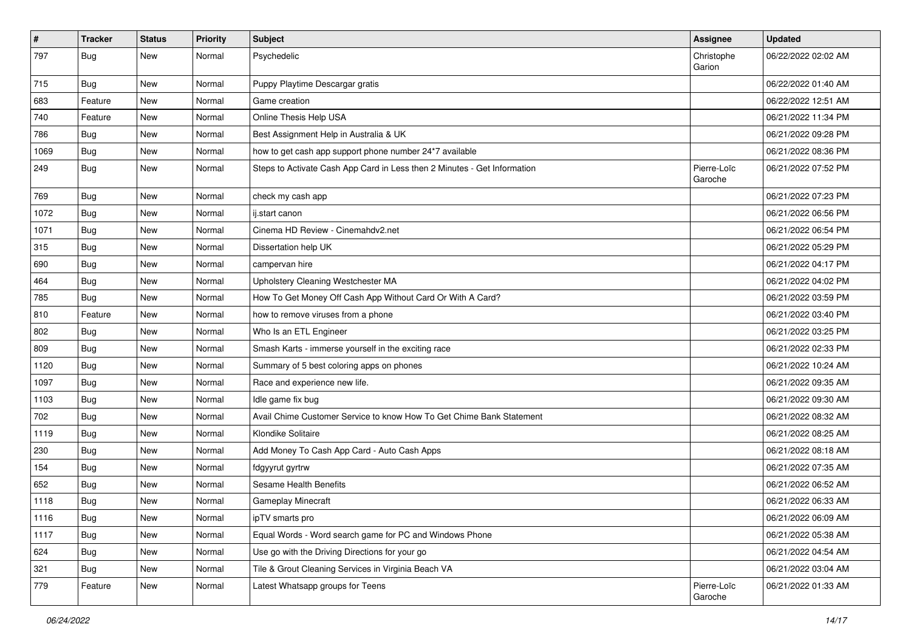| # | Tracker | Status | Priority | Subject | Assignee | Updated |
|---|---|---|---|---|---|---|
| 797 | Bug | New | Normal | Psychedelic | Christophe Garion | 06/22/2022 02:02 AM |
| 715 | Bug | New | Normal | Puppy Playtime Descargar gratis | | 06/22/2022 01:40 AM |
| 683 | Feature | New | Normal | Game creation | | 06/22/2022 12:51 AM |
| 740 | Feature | New | Normal | Online Thesis Help USA | | 06/21/2022 11:34 PM |
| 786 | Bug | New | Normal | Best Assignment Help in Australia & UK | | 06/21/2022 09:28 PM |
| 1069 | Bug | New | Normal | how to get cash app support phone number 24*7 available | | 06/21/2022 08:36 PM |
| 249 | Bug | New | Normal | Steps to Activate Cash App Card in Less then 2 Minutes - Get Information | Pierre-Loïc Garoche | 06/21/2022 07:52 PM |
| 769 | Bug | New | Normal | check my cash app | | 06/21/2022 07:23 PM |
| 1072 | Bug | New | Normal | ij.start canon | | 06/21/2022 06:56 PM |
| 1071 | Bug | New | Normal | Cinema HD Review - Cinemahdv2.net | | 06/21/2022 06:54 PM |
| 315 | Bug | New | Normal | Dissertation help UK | | 06/21/2022 05:29 PM |
| 690 | Bug | New | Normal | campervan hire | | 06/21/2022 04:17 PM |
| 464 | Bug | New | Normal | Upholstery Cleaning Westchester MA | | 06/21/2022 04:02 PM |
| 785 | Bug | New | Normal | How To Get Money Off Cash App Without Card Or With A Card? | | 06/21/2022 03:59 PM |
| 810 | Feature | New | Normal | how to remove viruses from a phone | | 06/21/2022 03:40 PM |
| 802 | Bug | New | Normal | Who Is an ETL Engineer | | 06/21/2022 03:25 PM |
| 809 | Bug | New | Normal | Smash Karts - immerse yourself in the exciting race | | 06/21/2022 02:33 PM |
| 1120 | Bug | New | Normal | Summary of 5 best coloring apps on phones | | 06/21/2022 10:24 AM |
| 1097 | Bug | New | Normal | Race and experience new life. | | 06/21/2022 09:35 AM |
| 1103 | Bug | New | Normal | Idle game fix bug | | 06/21/2022 09:30 AM |
| 702 | Bug | New | Normal | Avail Chime Customer Service to know How To Get Chime Bank Statement | | 06/21/2022 08:32 AM |
| 1119 | Bug | New | Normal | Klondike Solitaire | | 06/21/2022 08:25 AM |
| 230 | Bug | New | Normal | Add Money To Cash App Card - Auto Cash Apps | | 06/21/2022 08:18 AM |
| 154 | Bug | New | Normal | fdgyyrut gyrtrw | | 06/21/2022 07:35 AM |
| 652 | Bug | New | Normal | Sesame Health Benefits | | 06/21/2022 06:52 AM |
| 1118 | Bug | New | Normal | Gameplay Minecraft | | 06/21/2022 06:33 AM |
| 1116 | Bug | New | Normal | ipTV smarts pro | | 06/21/2022 06:09 AM |
| 1117 | Bug | New | Normal | Equal Words - Word search game for PC and Windows Phone | | 06/21/2022 05:38 AM |
| 624 | Bug | New | Normal | Use go with the Driving Directions for your go | | 06/21/2022 04:54 AM |
| 321 | Bug | New | Normal | Tile & Grout Cleaning Services in Virginia Beach VA | | 06/21/2022 03:04 AM |
| 779 | Feature | New | Normal | Latest Whatsapp groups for Teens | Pierre-Loïc Garoche | 06/21/2022 01:33 AM |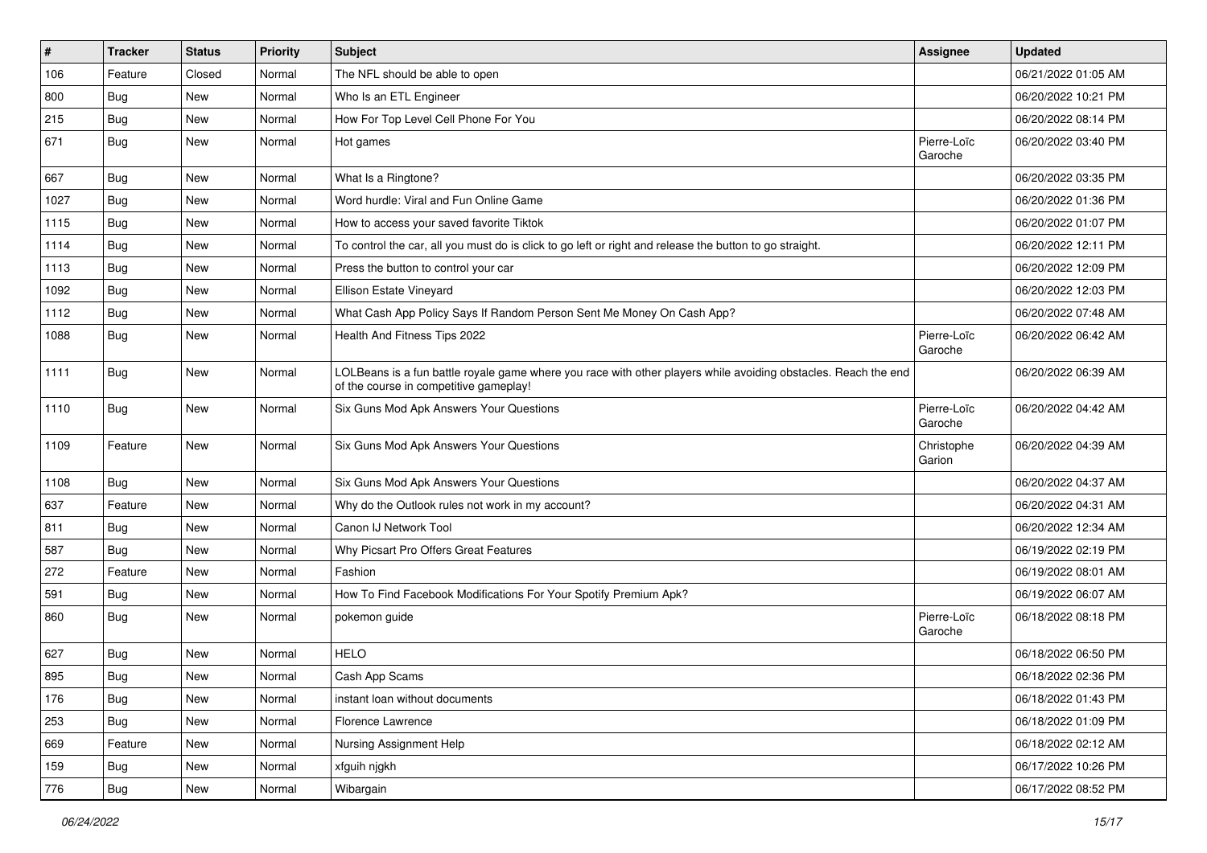| # | Tracker | Status | Priority | Subject | Assignee | Updated |
|---|---|---|---|---|---|---|
| 106 | Feature | Closed | Normal | The NFL should be able to open | | 06/21/2022 01:05 AM |
| 800 | Bug | New | Normal | Who Is an ETL Engineer | | 06/20/2022 10:21 PM |
| 215 | Bug | New | Normal | How For Top Level Cell Phone For You | | 06/20/2022 08:14 PM |
| 671 | Bug | New | Normal | Hot games | Pierre-Loïc Garoche | 06/20/2022 03:40 PM |
| 667 | Bug | New | Normal | What Is a Ringtone? | | 06/20/2022 03:35 PM |
| 1027 | Bug | New | Normal | Word hurdle: Viral and Fun Online Game | | 06/20/2022 01:36 PM |
| 1115 | Bug | New | Normal | How to access your saved favorite Tiktok | | 06/20/2022 01:07 PM |
| 1114 | Bug | New | Normal | To control the car, all you must do is click to go left or right and release the button to go straight. | | 06/20/2022 12:11 PM |
| 1113 | Bug | New | Normal | Press the button to control your car | | 06/20/2022 12:09 PM |
| 1092 | Bug | New | Normal | Ellison Estate Vineyard | | 06/20/2022 12:03 PM |
| 1112 | Bug | New | Normal | What Cash App Policy Says If Random Person Sent Me Money On Cash App? | | 06/20/2022 07:48 AM |
| 1088 | Bug | New | Normal | Health And Fitness Tips 2022 | Pierre-Loïc Garoche | 06/20/2022 06:42 AM |
| 1111 | Bug | New | Normal | LOLBeans is a fun battle royale game where you race with other players while avoiding obstacles. Reach the end of the course in competitive gameplay! | | 06/20/2022 06:39 AM |
| 1110 | Bug | New | Normal | Six Guns Mod Apk Answers Your Questions | Pierre-Loïc Garoche | 06/20/2022 04:42 AM |
| 1109 | Feature | New | Normal | Six Guns Mod Apk Answers Your Questions | Christophe Garion | 06/20/2022 04:39 AM |
| 1108 | Bug | New | Normal | Six Guns Mod Apk Answers Your Questions | | 06/20/2022 04:37 AM |
| 637 | Feature | New | Normal | Why do the Outlook rules not work in my account? | | 06/20/2022 04:31 AM |
| 811 | Bug | New | Normal | Canon IJ Network Tool | | 06/20/2022 12:34 AM |
| 587 | Bug | New | Normal | Why Picsart Pro Offers Great Features | | 06/19/2022 02:19 PM |
| 272 | Feature | New | Normal | Fashion | | 06/19/2022 08:01 AM |
| 591 | Bug | New | Normal | How To Find Facebook Modifications For Your Spotify Premium Apk? | | 06/19/2022 06:07 AM |
| 860 | Bug | New | Normal | pokemon guide | Pierre-Loïc Garoche | 06/18/2022 08:18 PM |
| 627 | Bug | New | Normal | HELO | | 06/18/2022 06:50 PM |
| 895 | Bug | New | Normal | Cash App Scams | | 06/18/2022 02:36 PM |
| 176 | Bug | New | Normal | instant loan without documents | | 06/18/2022 01:43 PM |
| 253 | Bug | New | Normal | Florence Lawrence | | 06/18/2022 01:09 PM |
| 669 | Feature | New | Normal | Nursing Assignment Help | | 06/18/2022 02:12 AM |
| 159 | Bug | New | Normal | xfguih njgkh | | 06/17/2022 10:26 PM |
| 776 | Bug | New | Normal | Wibargain | | 06/17/2022 08:52 PM |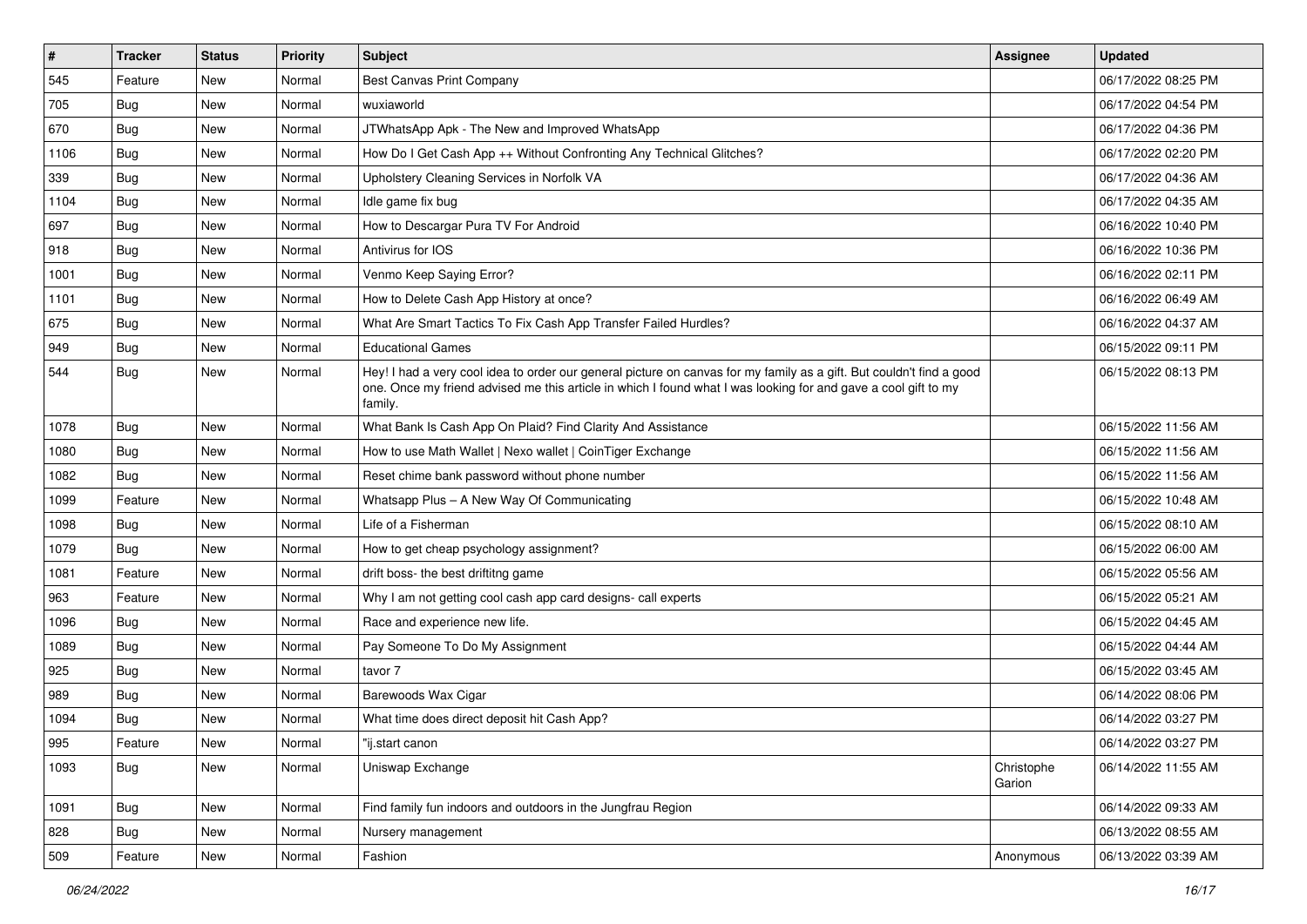| # | Tracker | Status | Priority | Subject | Assignee | Updated |
|---|---|---|---|---|---|---|
| 545 | Feature | New | Normal | Best Canvas Print Company | | 06/17/2022 08:25 PM |
| 705 | Bug | New | Normal | wuxiaworld | | 06/17/2022 04:54 PM |
| 670 | Bug | New | Normal | JTWhatsApp Apk - The New and Improved WhatsApp | | 06/17/2022 04:36 PM |
| 1106 | Bug | New | Normal | How Do I Get Cash App ++ Without Confronting Any Technical Glitches? | | 06/17/2022 02:20 PM |
| 339 | Bug | New | Normal | Upholstery Cleaning Services in Norfolk VA | | 06/17/2022 04:36 AM |
| 1104 | Bug | New | Normal | Idle game fix bug | | 06/17/2022 04:35 AM |
| 697 | Bug | New | Normal | How to Descargar Pura TV For Android | | 06/16/2022 10:40 PM |
| 918 | Bug | New | Normal | Antivirus for IOS | | 06/16/2022 10:36 PM |
| 1001 | Bug | New | Normal | Venmo Keep Saying Error? | | 06/16/2022 02:11 PM |
| 1101 | Bug | New | Normal | How to Delete Cash App History at once? | | 06/16/2022 06:49 AM |
| 675 | Bug | New | Normal | What Are Smart Tactics To Fix Cash App Transfer Failed Hurdles? | | 06/16/2022 04:37 AM |
| 949 | Bug | New | Normal | Educational Games | | 06/15/2022 09:11 PM |
| 544 | Bug | New | Normal | Hey! I had a very cool idea to order our general picture on canvas for my family as a gift. But couldn't find a good one. Once my friend advised me this article in which I found what I was looking for and gave a cool gift to my family. | | 06/15/2022 08:13 PM |
| 1078 | Bug | New | Normal | What Bank Is Cash App On Plaid? Find Clarity And Assistance | | 06/15/2022 11:56 AM |
| 1080 | Bug | New | Normal | How to use Math Wallet \| Nexo wallet \| CoinTiger Exchange | | 06/15/2022 11:56 AM |
| 1082 | Bug | New | Normal | Reset chime bank password without phone number | | 06/15/2022 11:56 AM |
| 1099 | Feature | New | Normal | Whatsapp Plus – A New Way Of Communicating | | 06/15/2022 10:48 AM |
| 1098 | Bug | New | Normal | Life of a Fisherman | | 06/15/2022 08:10 AM |
| 1079 | Bug | New | Normal | How to get cheap psychology assignment? | | 06/15/2022 06:00 AM |
| 1081 | Feature | New | Normal | drift boss- the best driftitng game | | 06/15/2022 05:56 AM |
| 963 | Feature | New | Normal | Why I am not getting cool cash app card designs- call experts | | 06/15/2022 05:21 AM |
| 1096 | Bug | New | Normal | Race and experience new life. | | 06/15/2022 04:45 AM |
| 1089 | Bug | New | Normal | Pay Someone To Do My Assignment | | 06/15/2022 04:44 AM |
| 925 | Bug | New | Normal | tavor 7 | | 06/15/2022 03:45 AM |
| 989 | Bug | New | Normal | Barewoods Wax Cigar | | 06/14/2022 08:06 PM |
| 1094 | Bug | New | Normal | What time does direct deposit hit Cash App? | | 06/14/2022 03:27 PM |
| 995 | Feature | New | Normal | "ij.start canon | | 06/14/2022 03:27 PM |
| 1093 | Bug | New | Normal | Uniswap Exchange | Christophe Garion | 06/14/2022 11:55 AM |
| 1091 | Bug | New | Normal | Find family fun indoors and outdoors in the Jungfrau Region | | 06/14/2022 09:33 AM |
| 828 | Bug | New | Normal | Nursery management | | 06/13/2022 08:55 AM |
| 509 | Feature | New | Normal | Fashion | Anonymous | 06/13/2022 03:39 AM |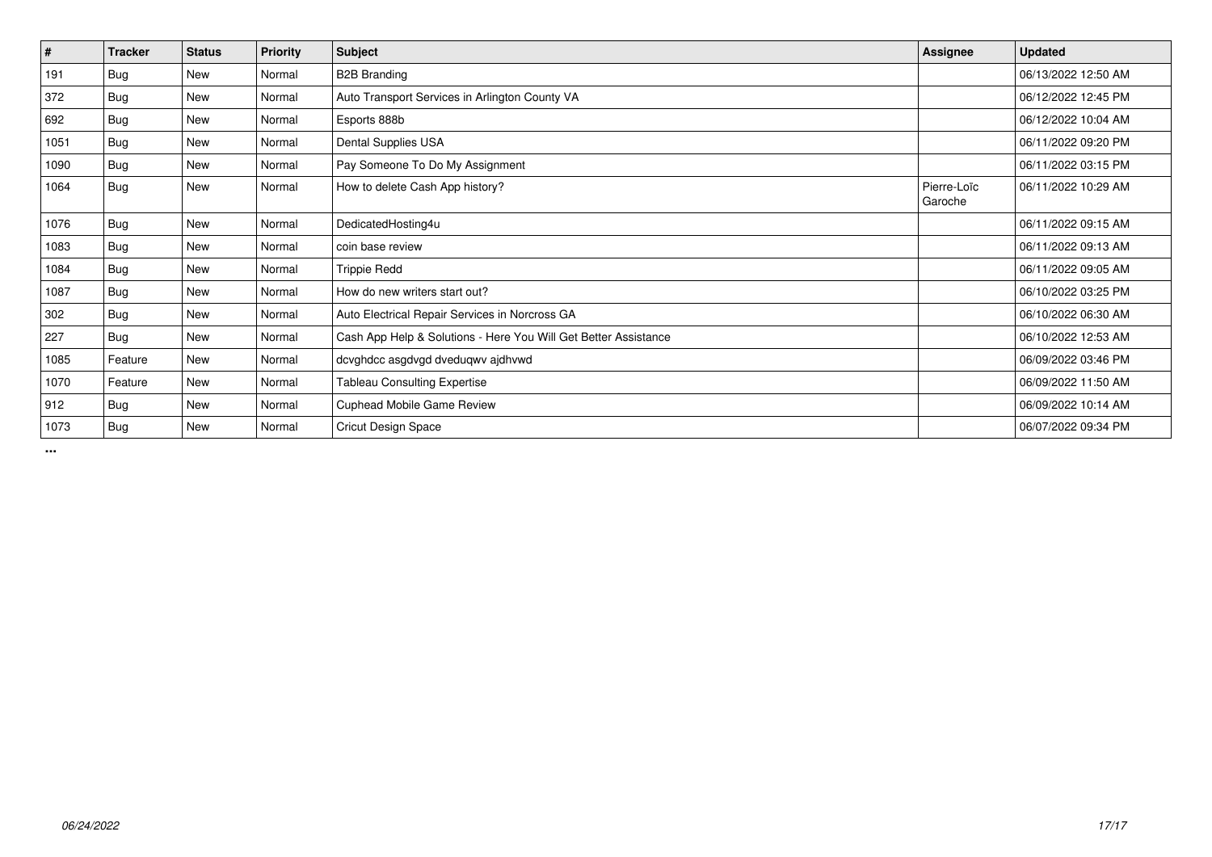| # | Tracker | Status | Priority | Subject | Assignee | Updated |
|---|---|---|---|---|---|---|
| 191 | Bug | New | Normal | B2B Branding | | 06/13/2022 12:50 AM |
| 372 | Bug | New | Normal | Auto Transport Services in Arlington County VA | | 06/12/2022 12:45 PM |
| 692 | Bug | New | Normal | Esports 888b | | 06/12/2022 10:04 AM |
| 1051 | Bug | New | Normal | Dental Supplies USA | | 06/11/2022 09:20 PM |
| 1090 | Bug | New | Normal | Pay Someone To Do My Assignment | | 06/11/2022 03:15 PM |
| 1064 | Bug | New | Normal | How to delete Cash App history? | Pierre-Loïc Garoche | 06/11/2022 10:29 AM |
| 1076 | Bug | New | Normal | DedicatedHosting4u | | 06/11/2022 09:15 AM |
| 1083 | Bug | New | Normal | coin base review | | 06/11/2022 09:13 AM |
| 1084 | Bug | New | Normal | Trippie Redd | | 06/11/2022 09:05 AM |
| 1087 | Bug | New | Normal | How do new writers start out? | | 06/10/2022 03:25 PM |
| 302 | Bug | New | Normal | Auto Electrical Repair Services in Norcross GA | | 06/10/2022 06:30 AM |
| 227 | Bug | New | Normal | Cash App Help & Solutions - Here You Will Get Better Assistance | | 06/10/2022 12:53 AM |
| 1085 | Feature | New | Normal | dcvghdcc asgdvgd dveduqwv ajdhvwd | | 06/09/2022 03:46 PM |
| 1070 | Feature | New | Normal | Tableau Consulting Expertise | | 06/09/2022 11:50 AM |
| 912 | Bug | New | Normal | Cuphead Mobile Game Review | | 06/09/2022 10:14 AM |
| 1073 | Bug | New | Normal | Cricut Design Space | | 06/07/2022 09:34 PM |

...